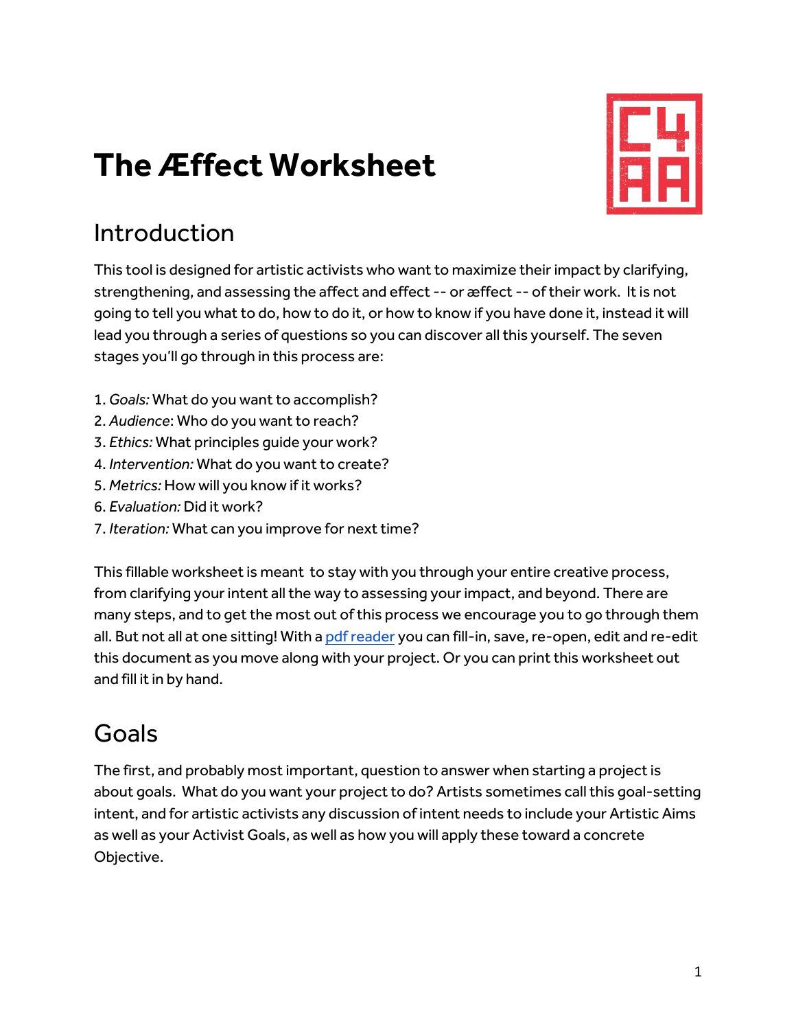# The Æffect Worksheet

## Introduction

This tool is designed for artistic activists who want to maximize their impact by clarifying, strengthening, and assessing the affect and effect -- or æffect -- of their work. It is not going to tell you what to do, how to do it, or how to know if you have done it, instead it will lead you through a series of questions so you can discover all this yourself. The seven stages you'll go through in this process are:

1. *Goals:* What do you want to accomplish?
2. *Audience*: Who do you want to reach?
3. *Ethics:* What principles guide your work?
4. *Intervention:* What do you want to create?
5. *Metrics:* How will you know if it works?
6. *Evaluation:* Did it work?
7. *Iteration:* What can you improve for next time?

This fillable worksheet is meant to stay with you through your entire creative process, from clarifying your intent all the way to assessing your impact, and beyond. There are many steps, and to get the most out of this process we encourage you to go through them all. But not all at one sitting! With a [pdf reader] you can fill-in, save, re-open, edit and re-edit this document as you move along with your project. Or you can print this worksheet out and fill it in by hand.

## Goals

The first, and probably most important, question to answer when starting a project is about goals. What do you want your project to do? Artists sometimes call this goal-setting intent, and for artistic activists any discussion of intent needs to include your Artistic Aims as well as your Activist Goals, as well as how you will apply these toward a concrete Objective.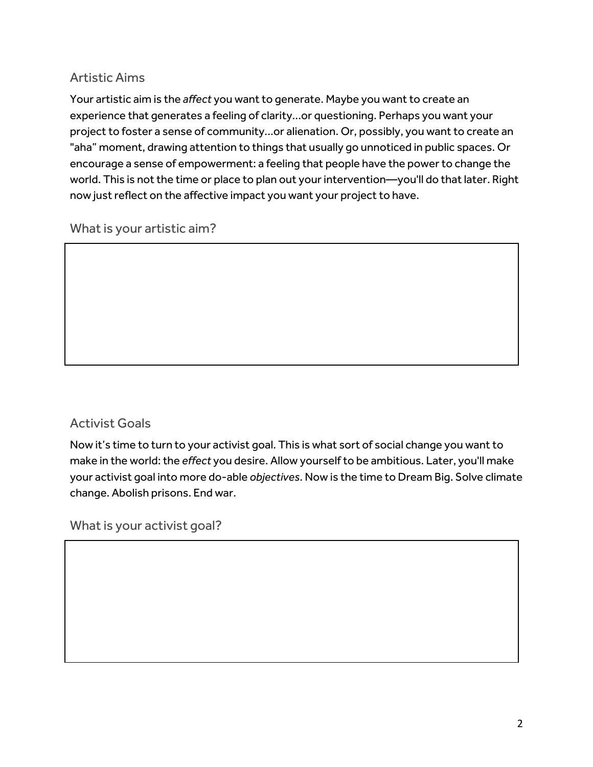## Artistic Aims

Your artistic aim is the *affect* you want to generate. Maybe you want to create an experience that generates a feeling of clarity...or questioning. Perhaps you want your project to foster a sense of community...or alienation. Or, possibly, you want to create an "aha" moment, drawing attention to things that usually go unnoticed in public spaces. Or encourage a sense of empowerment: a feeling that people have the power to change the world. This is not the time or place to plan out your intervention—you'll do that later. Right now just reflect on the affective impact you want your project to have.

### What is your artistic aim?

## Activist Goals

Now it's time to turn to your activist goal. This is what sort of social change you want to make in the world: the *effect* you desire. Allow yourself to be ambitious. Later, you'll make your activist goal into more do-able *objectives*. Now is the time to Dream Big. Solve climate change. Abolish prisons. End war.

### What is your activist goal?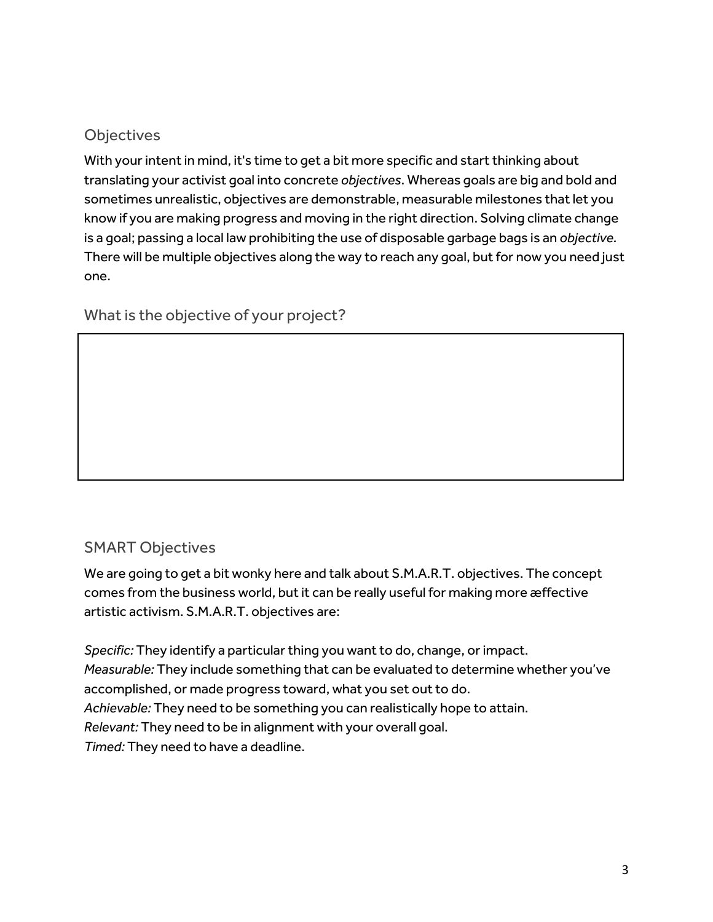## Objectives

With your intent in mind, it's time to get a bit more specific and start thinking about translating your activist goal into concrete *objectives*. Whereas goals are big and bold and sometimes unrealistic, objectives are demonstrable, measurable milestones that let you know if you are making progress and moving in the right direction. Solving climate change is a goal; passing a local law prohibiting the use of disposable garbage bags is an *objective.* There will be multiple objectives along the way to reach any goal, but for now you need just one.

### What is the objective of your project?

## SMART Objectives

We are going to get a bit wonky here and talk about S.M.A.R.T. objectives. The concept comes from the business world, but it can be really useful for making more æffective artistic activism. S.M.A.R.T. objectives are:

*Specific:* They identify a particular thing you want to do, change, or impact.
*Measurable:* They include something that can be evaluated to determine whether you've accomplished, or made progress toward, what you set out to do.
*Achievable:* They need to be something you can realistically hope to attain.
*Relevant:* They need to be in alignment with your overall goal.
*Timed:* They need to have a deadline.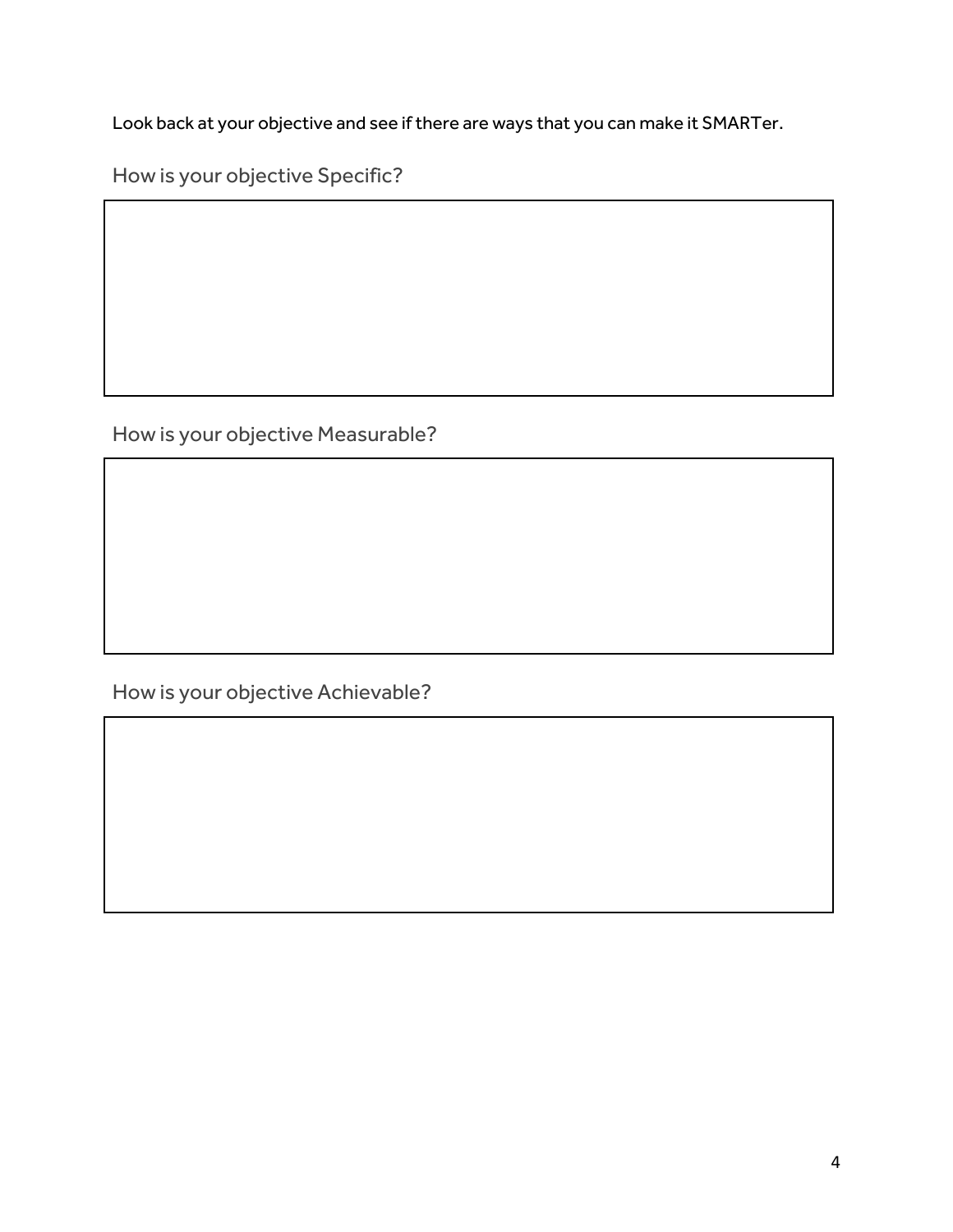Look back at your objective and see if there are ways that you can make it SMARTer.

How is your objective Specific?

How is your objective Measurable?

How is your objective Achievable?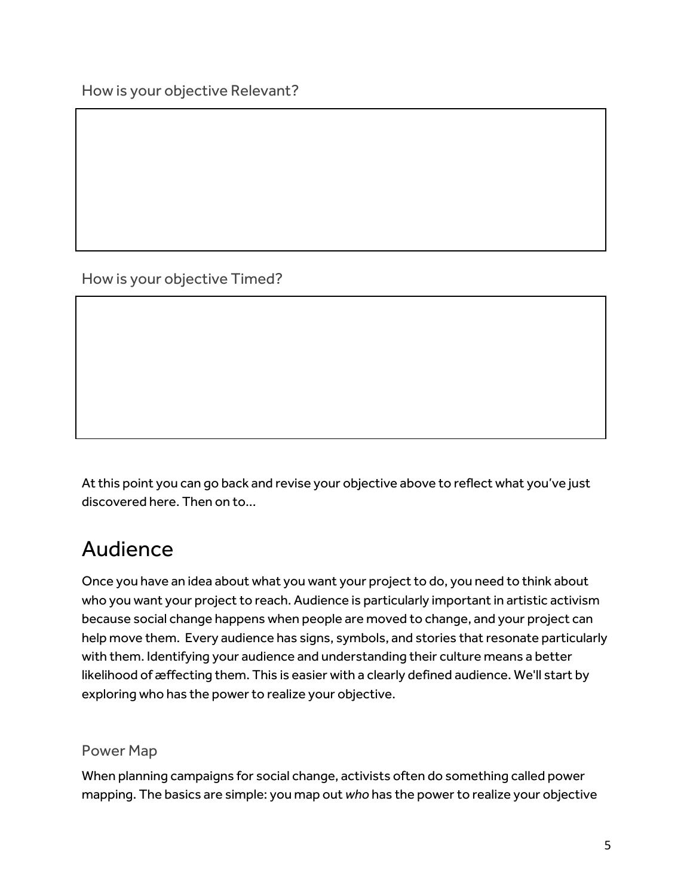How is your objective Relevant?

How is your objective Timed?

At this point you can go back and revise your objective above to reflect what you've just discovered here. Then on to...

# Audience

Once you have an idea about what you want your project to do, you need to think about who you want your project to reach. Audience is particularly important in artistic activism because social change happens when people are moved to change, and your project can help move them. Every audience has signs, symbols, and stories that resonate particularly with them. Identifying your audience and understanding their culture means a better likelihood of æffecting them. This is easier with a clearly defined audience. We'll start by exploring who has the power to realize your objective.

### Power Map

When planning campaigns for social change, activists often do something called power mapping. The basics are simple: you map out *who* has the power to realize your objective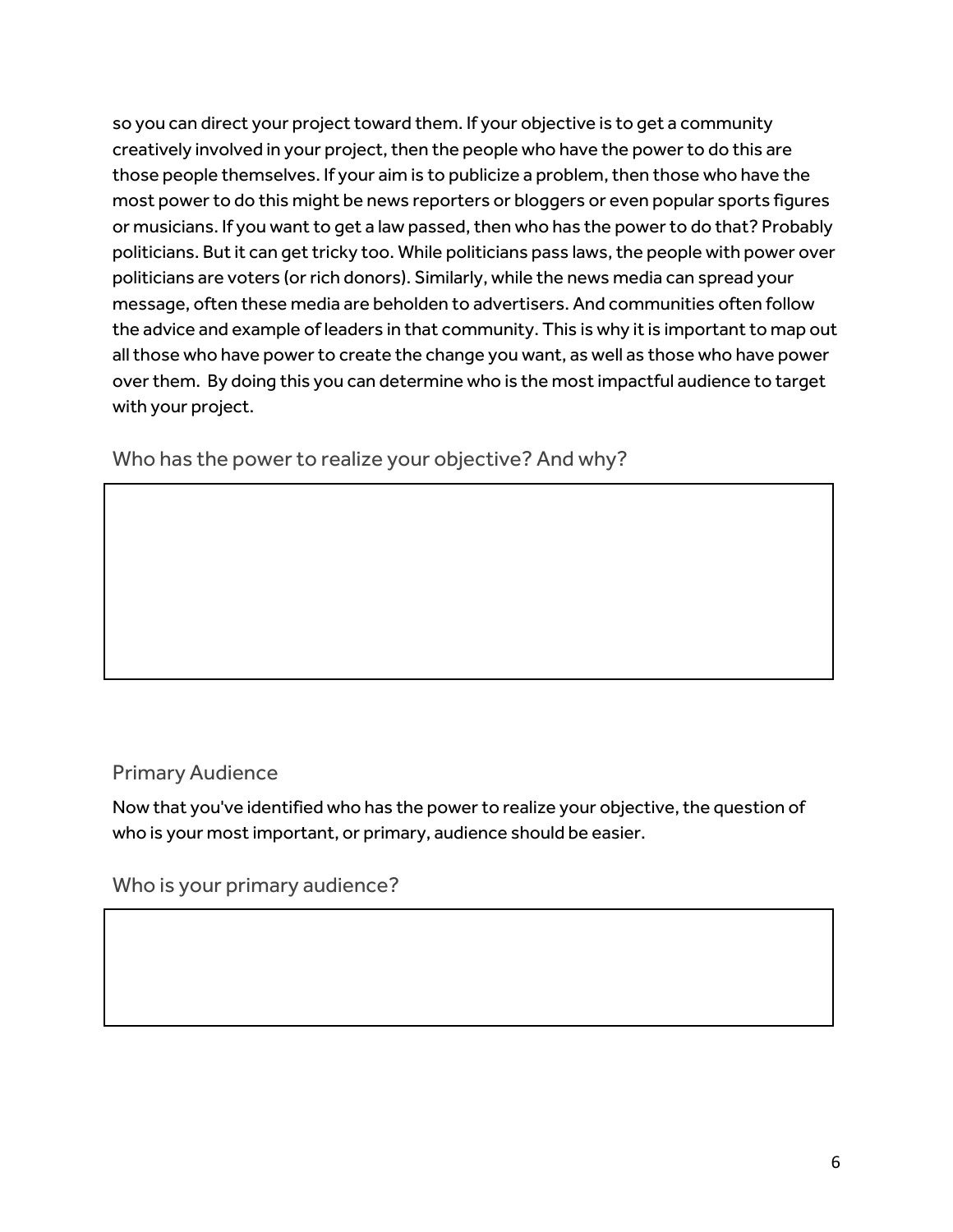so you can direct your project toward them. If your objective is to get a community creatively involved in your project, then the people who have the power to do this are those people themselves. If your aim is to publicize a problem, then those who have the most power to do this might be news reporters or bloggers or even popular sports figures or musicians. If you want to get a law passed, then who has the power to do that? Probably politicians. But it can get tricky too. While politicians pass laws, the people with power over politicians are voters (or rich donors). Similarly, while the news media can spread your message, often these media are beholden to advertisers. And communities often follow the advice and example of leaders in that community. This is why it is important to map out all those who have power to create the change you want, as well as those who have power over them. By doing this you can determine who is the most impactful audience to target with your project.

### Who has the power to realize your objective? And why?

## Primary Audience

Now that you've identified who has the power to realize your objective, the question of who is your most important, or primary, audience should be easier.

### Who is your primary audience?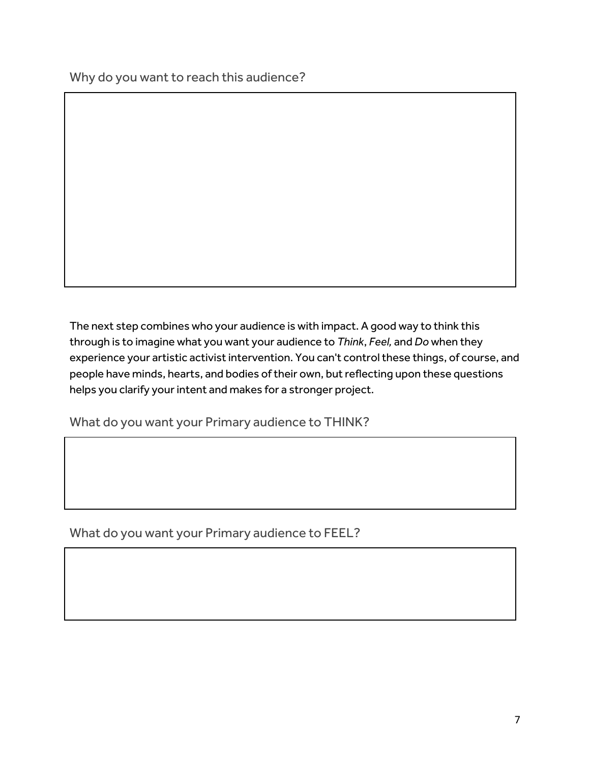## Why do you want to reach this audience?

The next step combines who your audience is with impact. A good way to think this through is to imagine what you want your audience to *Think*, *Feel,* and *Do* when they experience your artistic activist intervention. You can't control these things, of course, and people have minds, hearts, and bodies of their own, but reflecting upon these questions helps you clarify your intent and makes for a stronger project.

## What do you want your Primary audience to THINK?

## What do you want your Primary audience to FEEL?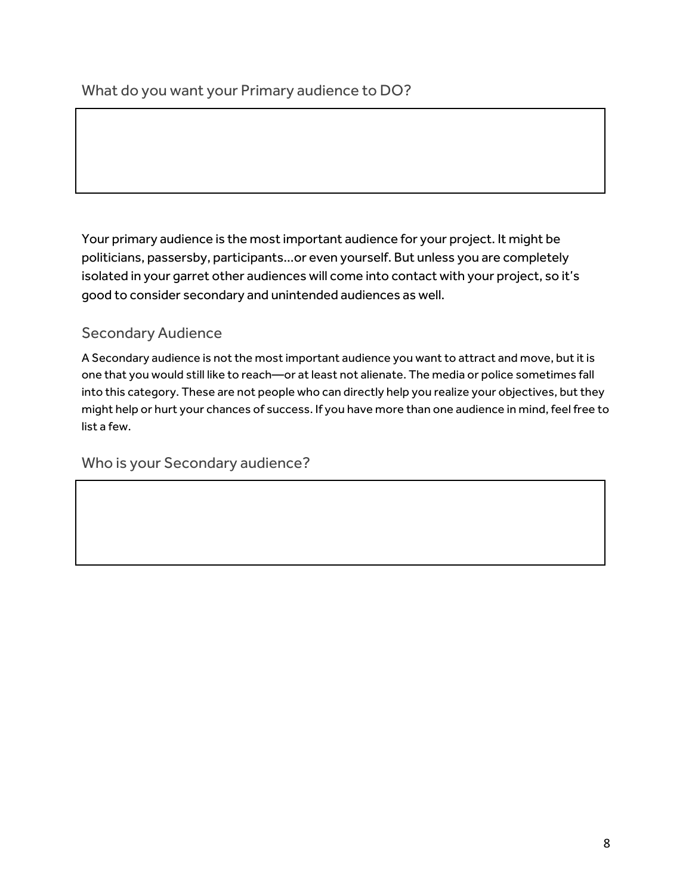### What do you want your Primary audience to DO?

Your primary audience is the most important audience for your project. It might be politicians, passersby, participants…or even yourself. But unless you are completely isolated in your garret other audiences will come into contact with your project, so it's good to consider secondary and unintended audiences as well.

## Secondary Audience

A Secondary audience is not the most important audience you want to attract and move, but it is one that you would still like to reach—or at least not alienate. The media or police sometimes fall into this category. These are not people who can directly help you realize your objectives, but they might help or hurt your chances of success. If you have more than one audience in mind, feel free to list a few.

### Who is your Secondary audience?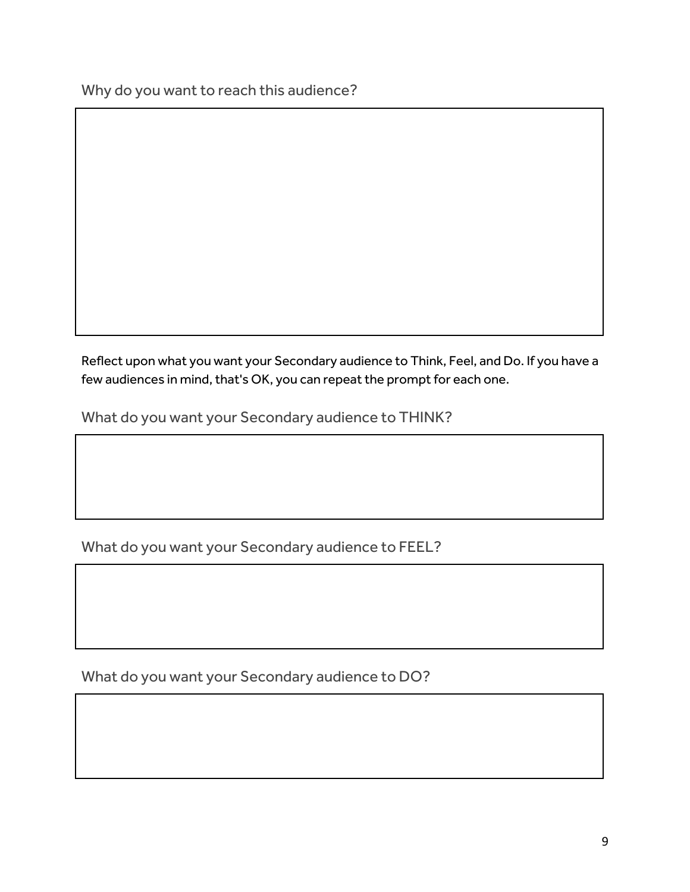Why do you want to reach this audience?

Reflect upon what you want your Secondary audience to Think, Feel, and Do. If you have a few audiences in mind, that's OK, you can repeat the prompt for each one.

What do you want your Secondary audience to THINK?

What do you want your Secondary audience to FEEL?

What do you want your Secondary audience to DO?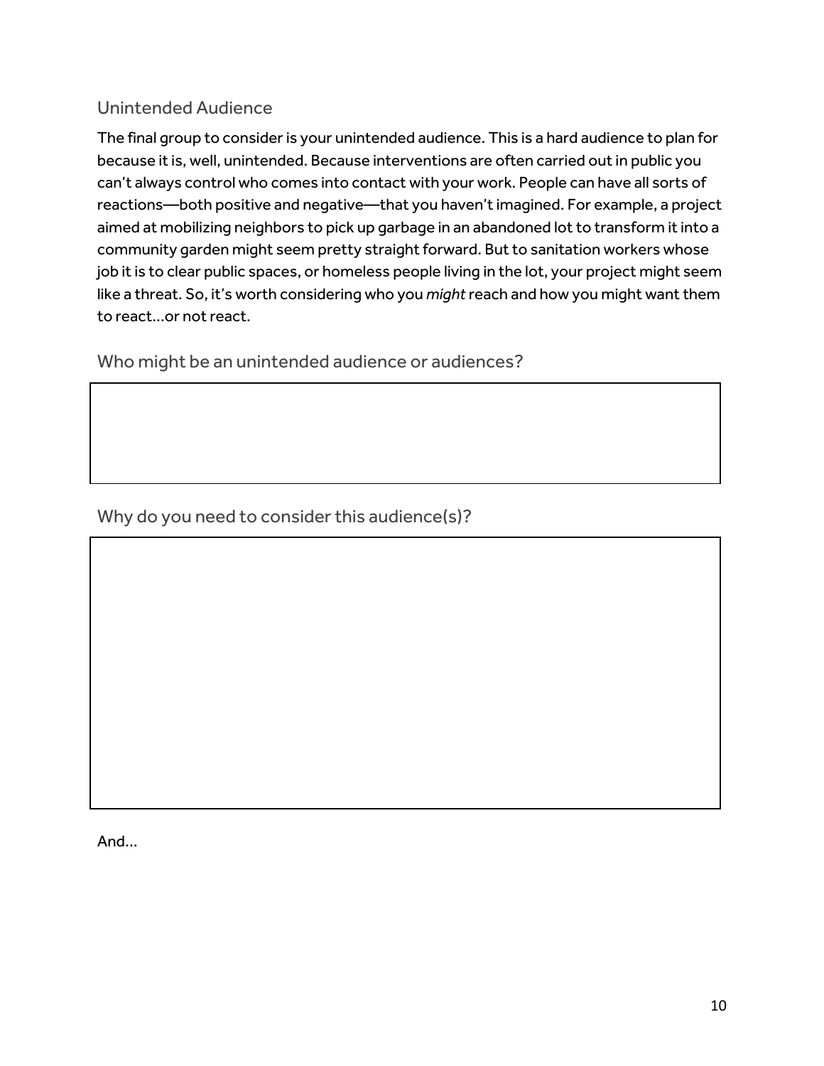## Unintended Audience

The final group to consider is your unintended audience. This is a hard audience to plan for because it is, well, unintended. Because interventions are often carried out in public you can't always control who comes into contact with your work. People can have all sorts of reactions—both positive and negative—that you haven't imagined. For example, a project aimed at mobilizing neighbors to pick up garbage in an abandoned lot to transform it into a community garden might seem pretty straight forward. But to sanitation workers whose job it is to clear public spaces, or homeless people living in the lot, your project might seem like a threat. So, it's worth considering who you *might* reach and how you might want them to react…or not react.

### Who might be an unintended audience or audiences?

|   |
|---|
|   |

### Why do you need to consider this audience(s)?

|   |
|---|
|   |

And…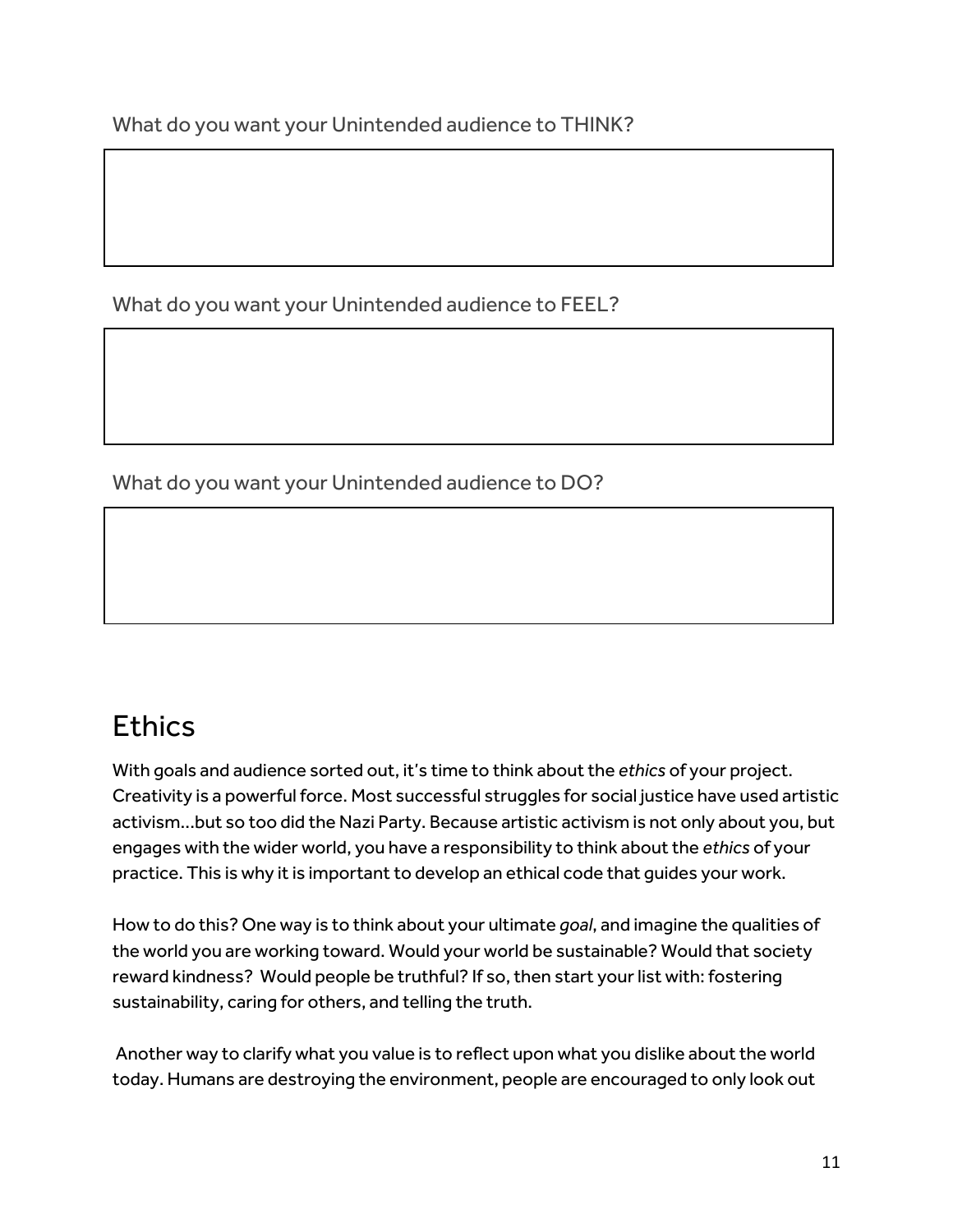What do you want your Unintended audience to THINK?

What do you want your Unintended audience to FEEL?

What do you want your Unintended audience to DO?

## Ethics

With goals and audience sorted out, it's time to think about the *ethics* of your project. Creativity is a powerful force. Most successful struggles for social justice have used artistic activism…but so too did the Nazi Party. Because artistic activism is not only about you, but engages with the wider world, you have a responsibility to think about the *ethics* of your practice. This is why it is important to develop an ethical code that guides your work.

How to do this? One way is to think about your ultimate *goal*, and imagine the qualities of the world you are working toward. Would your world be sustainable? Would that society reward kindness? Would people be truthful? If so, then start your list with: fostering sustainability, caring for others, and telling the truth.

Another way to clarify what you value is to reflect upon what you dislike about the world today. Humans are destroying the environment, people are encouraged to only look out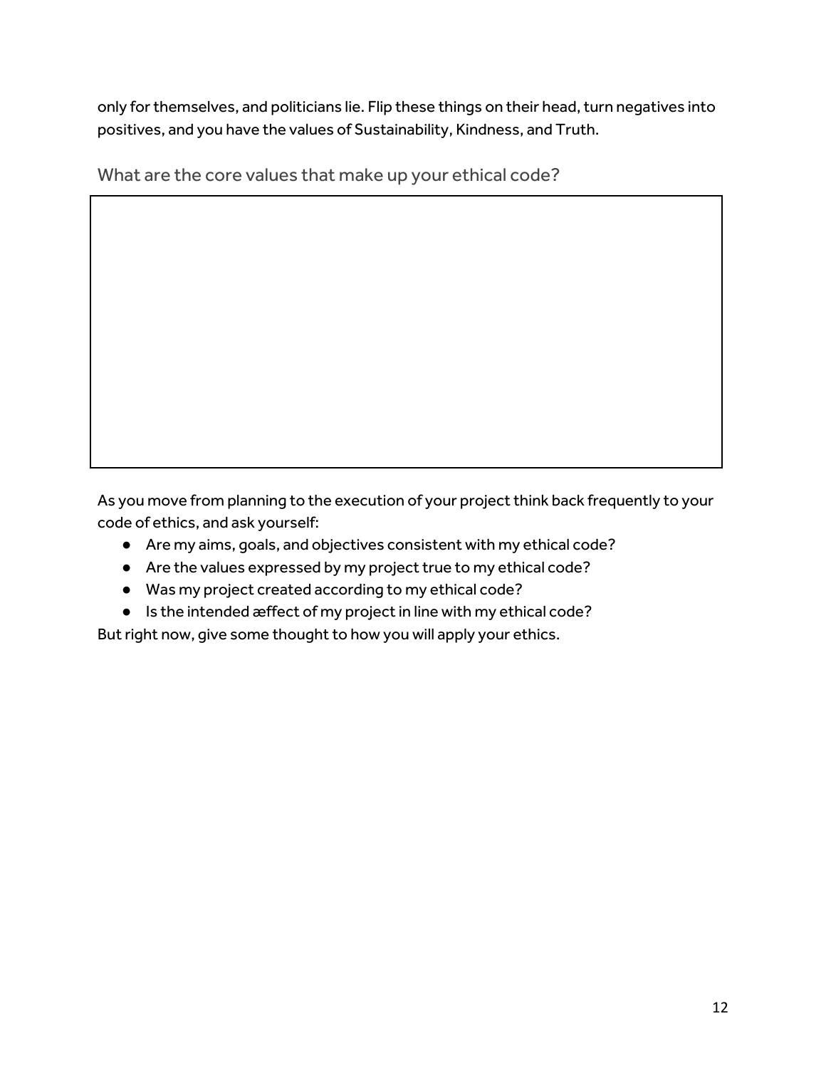only for themselves, and politicians lie. Flip these things on their head, turn negatives into positives, and you have the values of Sustainability, Kindness, and Truth.

### What are the core values that make up your ethical code?

| |
|---|
| |

As you move from planning to the execution of your project think back frequently to your code of ethics, and ask yourself:

- Are my aims, goals, and objectives consistent with my ethical code?
- Are the values expressed by my project true to my ethical code?
- Was my project created according to my ethical code?
- Is the intended æffect of my project in line with my ethical code?

But right now, give some thought to how you will apply your ethics.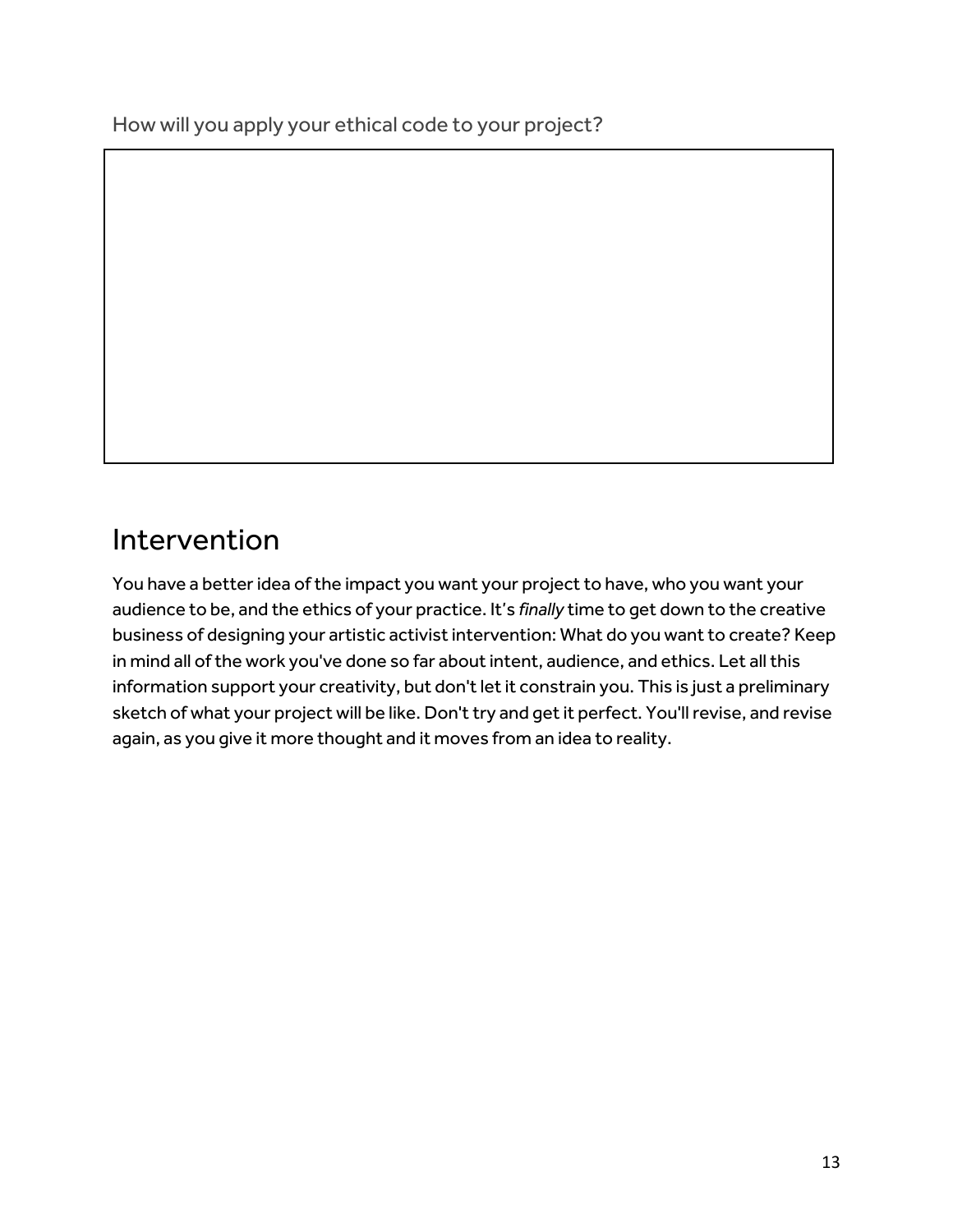How will you apply your ethical code to your project?

## Intervention

You have a better idea of the impact you want your project to have, who you want your audience to be, and the ethics of your practice. It's *finally* time to get down to the creative business of designing your artistic activist intervention: What do you want to create? Keep in mind all of the work you've done so far about intent, audience, and ethics. Let all this information support your creativity, but don't let it constrain you. This is just a preliminary sketch of what your project will be like. Don't try and get it perfect. You'll revise, and revise again, as you give it more thought and it moves from an idea to reality.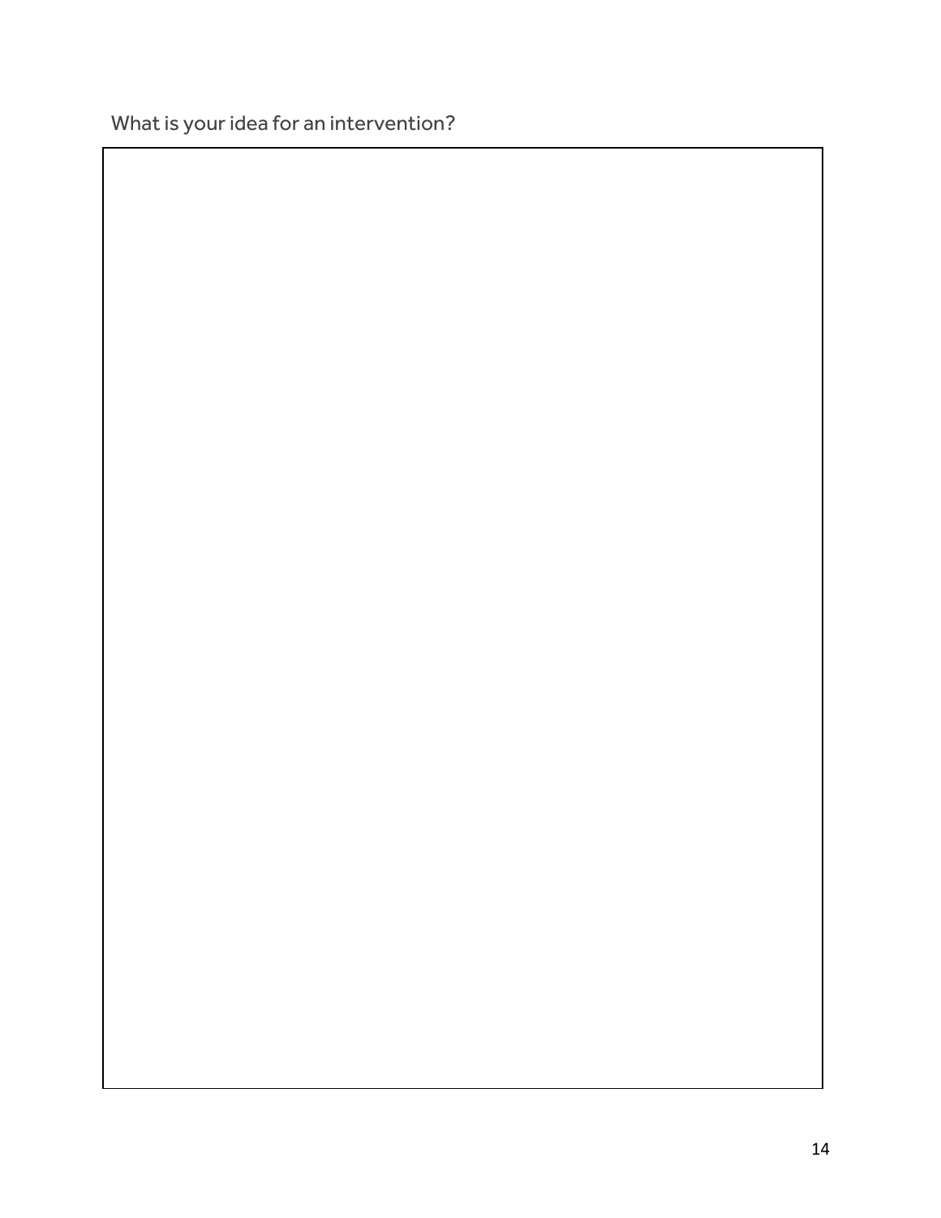What is your idea for an intervention?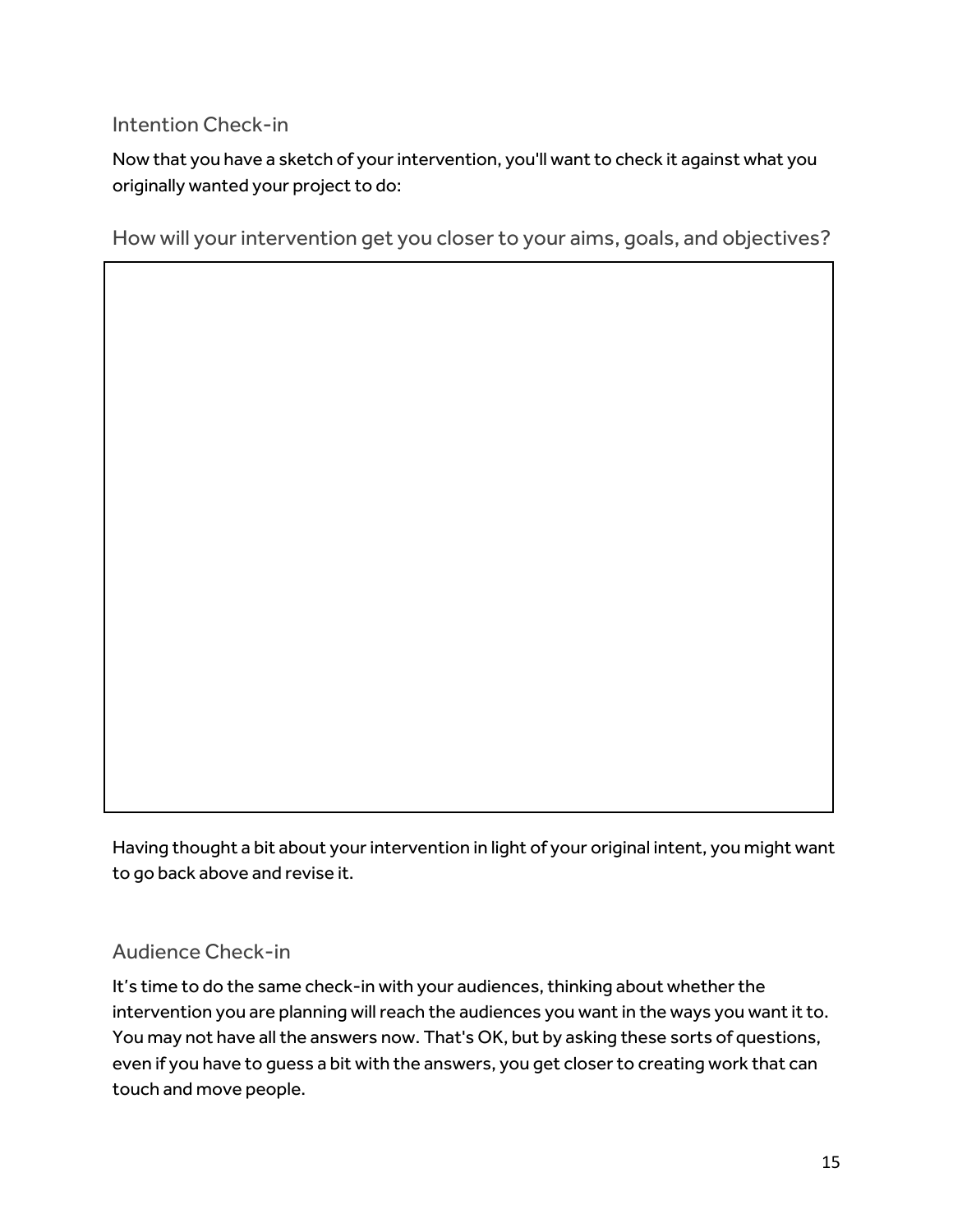## Intention Check-in

Now that you have a sketch of your intervention, you'll want to check it against what you originally wanted your project to do:

### How will your intervention get you closer to your aims, goals, and objectives?

Having thought a bit about your intervention in light of your original intent, you might want to go back above and revise it.

## Audience Check-in

It's time to do the same check-in with your audiences, thinking about whether the intervention you are planning will reach the audiences you want in the ways you want it to. You may not have all the answers now. That's OK, but by asking these sorts of questions, even if you have to guess a bit with the answers, you get closer to creating work that can touch and move people.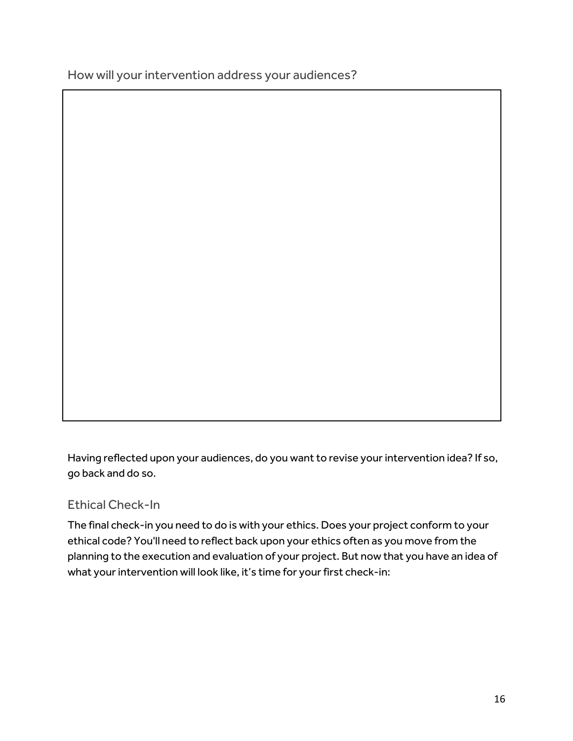How will your intervention address your audiences?

Having reflected upon your audiences, do you want to revise your intervention idea? If so, go back and do so.

## Ethical Check-In

The final check-in you need to do is with your ethics. Does your project conform to your ethical code? You'll need to reflect back upon your ethics often as you move from the planning to the execution and evaluation of your project. But now that you have an idea of what your intervention will look like, it's time for your first check-in: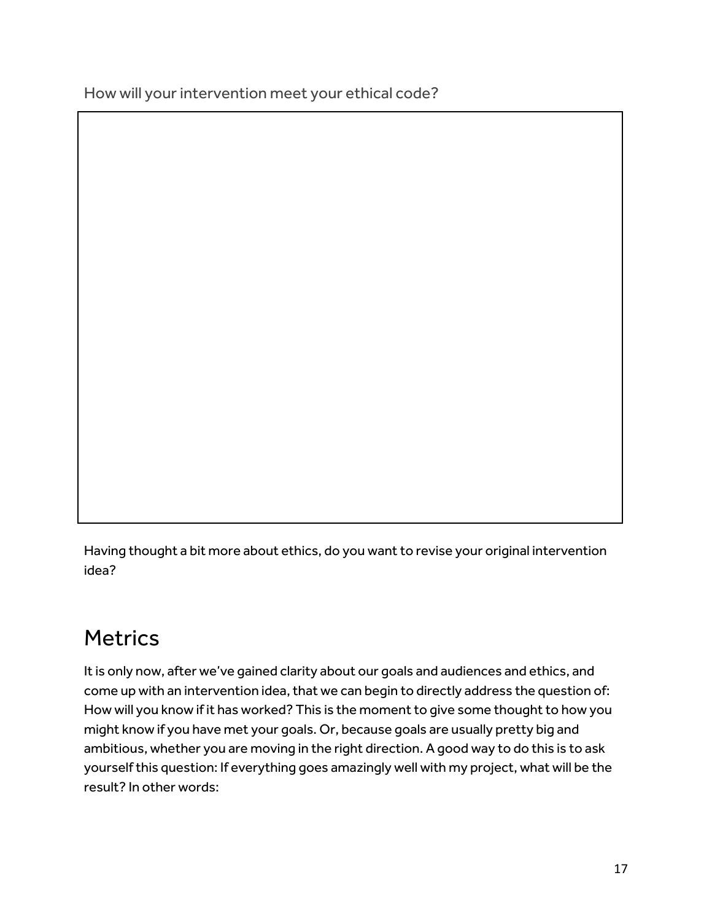How will your intervention meet your ethical code?

Having thought a bit more about ethics, do you want to revise your original intervention idea?

## Metrics

It is only now, after we've gained clarity about our goals and audiences and ethics, and come up with an intervention idea, that we can begin to directly address the question of: How will you know if it has worked? This is the moment to give some thought to how you might know if you have met your goals. Or, because goals are usually pretty big and ambitious, whether you are moving in the right direction. A good way to do this is to ask yourself this question: If everything goes amazingly well with my project, what will be the result? In other words: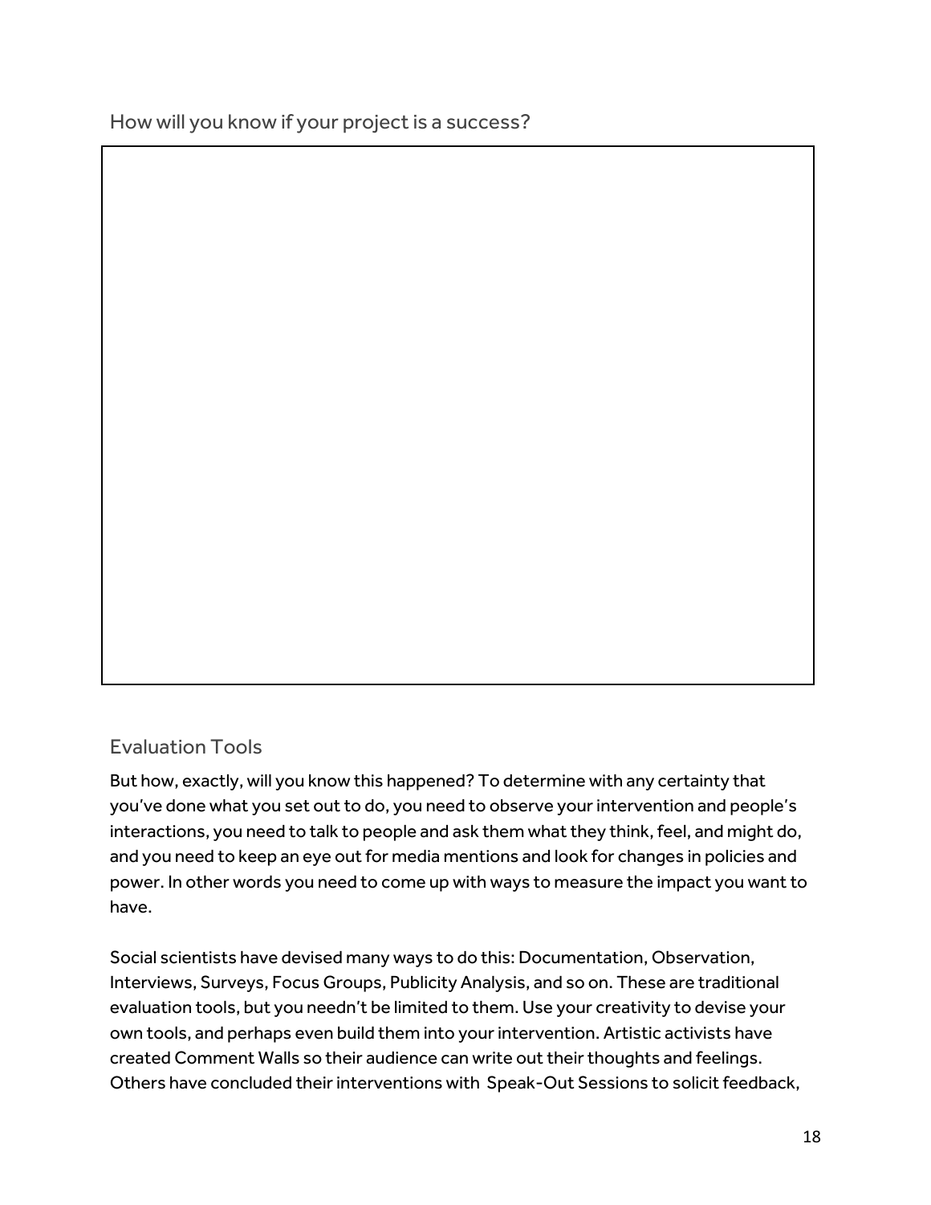## How will you know if your project is a success?

## Evaluation Tools

But how, exactly, will you know this happened? To determine with any certainty that you've done what you set out to do, you need to observe your intervention and people's interactions, you need to talk to people and ask them what they think, feel, and might do, and you need to keep an eye out for media mentions and look for changes in policies and power. In other words you need to come up with ways to measure the impact you want to have.

Social scientists have devised many ways to do this: Documentation, Observation, Interviews, Surveys, Focus Groups, Publicity Analysis, and so on. These are traditional evaluation tools, but you needn't be limited to them. Use your creativity to devise your own tools, and perhaps even build them into your intervention. Artistic activists have created Comment Walls so their audience can write out their thoughts and feelings. Others have concluded their interventions with Speak-Out Sessions to solicit feedback,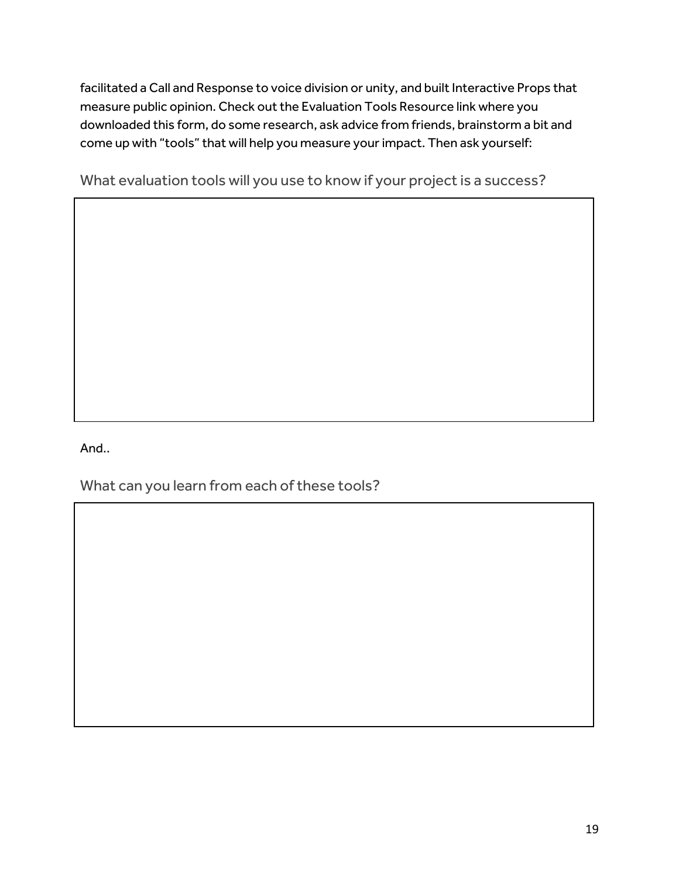facilitated a Call and Response to voice division or unity, and built Interactive Props that measure public opinion. Check out the Evaluation Tools Resource link where you downloaded this form, do some research, ask advice from friends, brainstorm a bit and come up with "tools" that will help you measure your impact. Then ask yourself:

## What evaluation tools will you use to know if your project is a success?

And..

## What can you learn from each of these tools?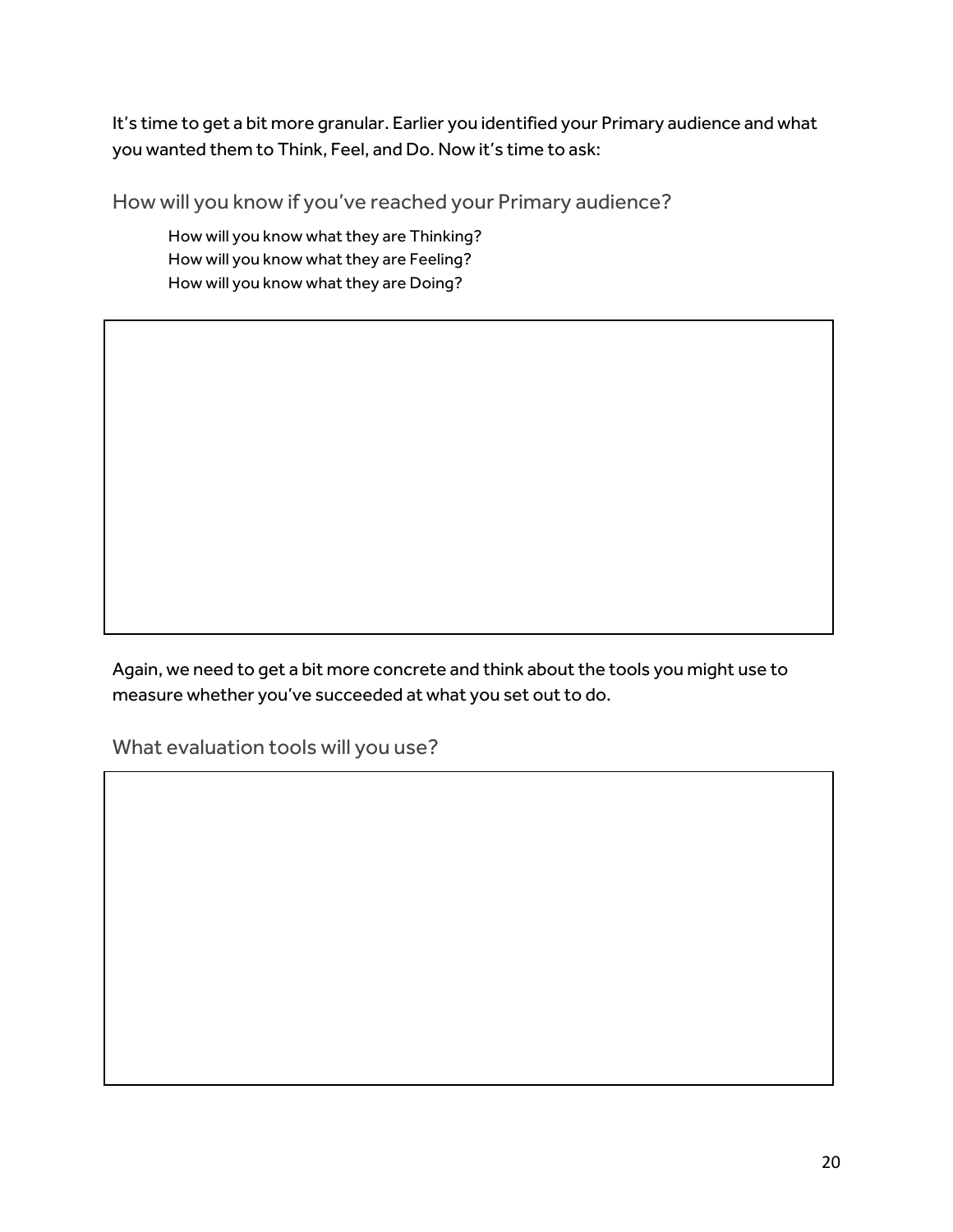It's time to get a bit more granular. Earlier you identified your Primary audience and what you wanted them to Think, Feel, and Do. Now it's time to ask:

## How will you know if you've reached your Primary audience?

How will you know what they are Thinking?
How will you know what they are Feeling?
How will you know what they are Doing?

Again, we need to get a bit more concrete and think about the tools you might use to measure whether you've succeeded at what you set out to do.

## What evaluation tools will you use?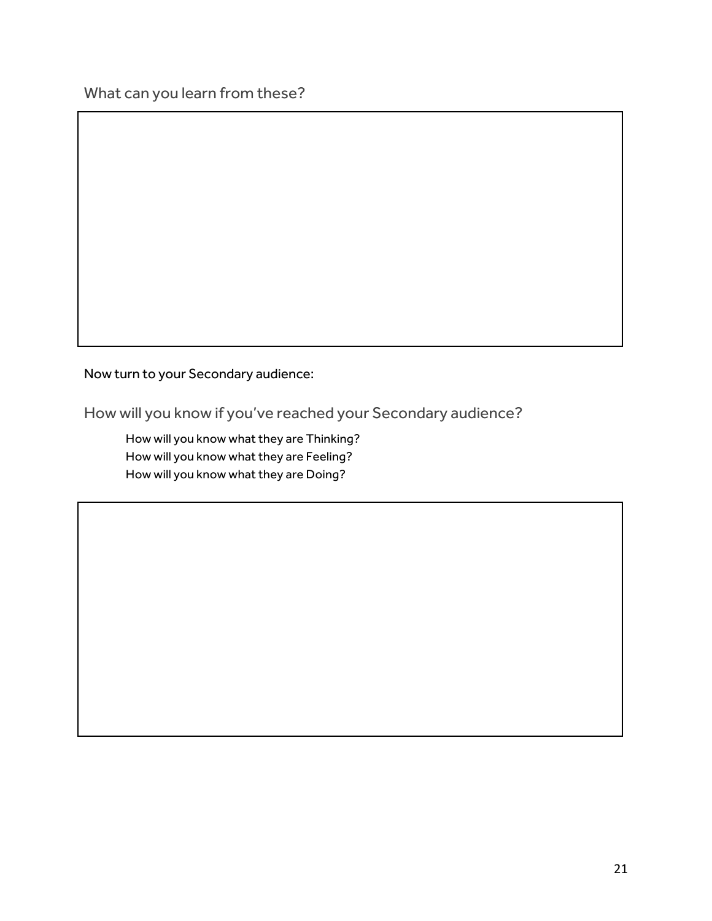## What can you learn from these?

Now turn to your Secondary audience:

## How will you know if you've reached your Secondary audience?

How will you know what they are Thinking?
How will you know what they are Feeling?
How will you know what they are Doing?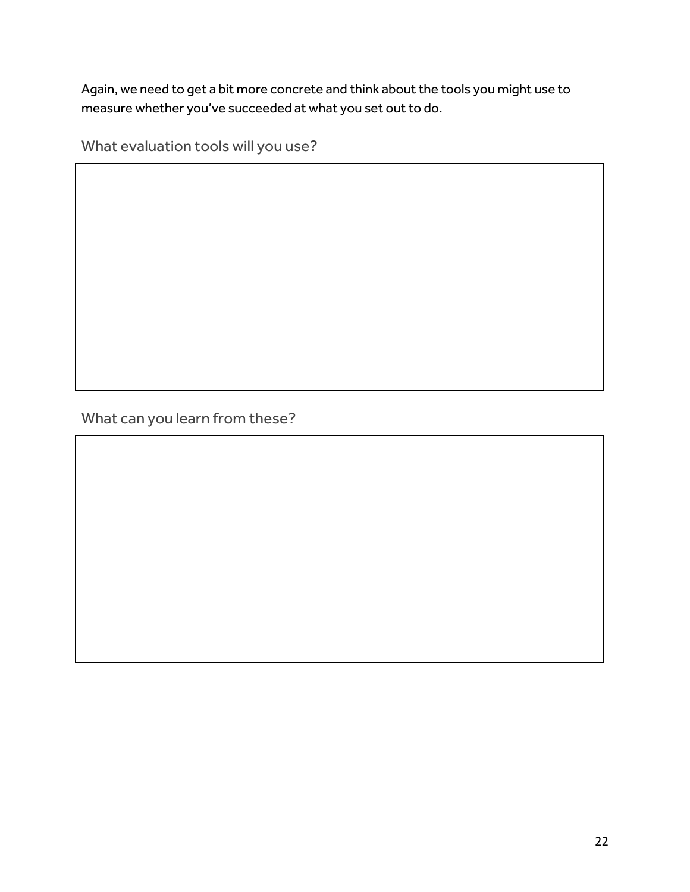Again, we need to get a bit more concrete and think about the tools you might use to measure whether you've succeeded at what you set out to do.

### What evaluation tools will you use?

### What can you learn from these?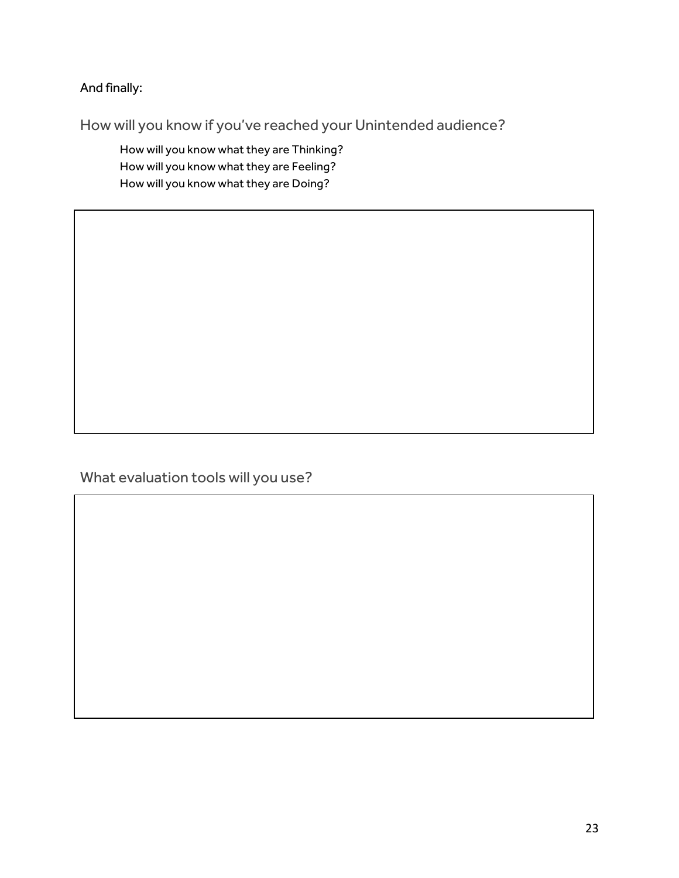And finally:

## How will you know if you've reached your Unintended audience?

How will you know what they are Thinking?
How will you know what they are Feeling?
How will you know what they are Doing?

## What evaluation tools will you use?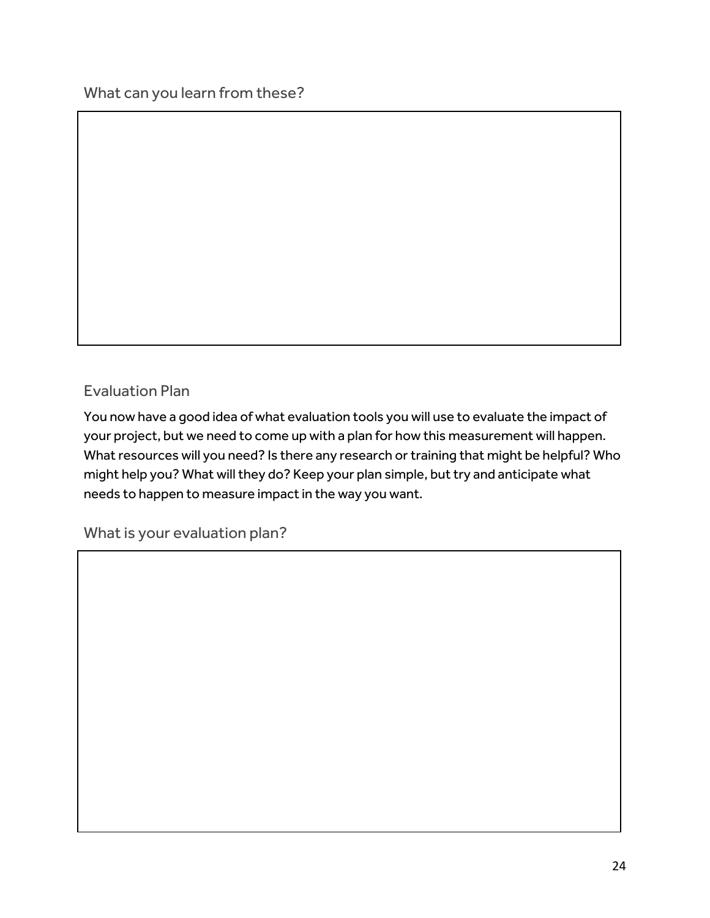### What can you learn from these?

### Evaluation Plan

You now have a good idea of what evaluation tools you will use to evaluate the impact of your project, but we need to come up with a plan for how this measurement will happen. What resources will you need? Is there any research or training that might be helpful? Who might help you? What will they do? Keep your plan simple, but try and anticipate what needs to happen to measure impact in the way you want.

### What is your evaluation plan?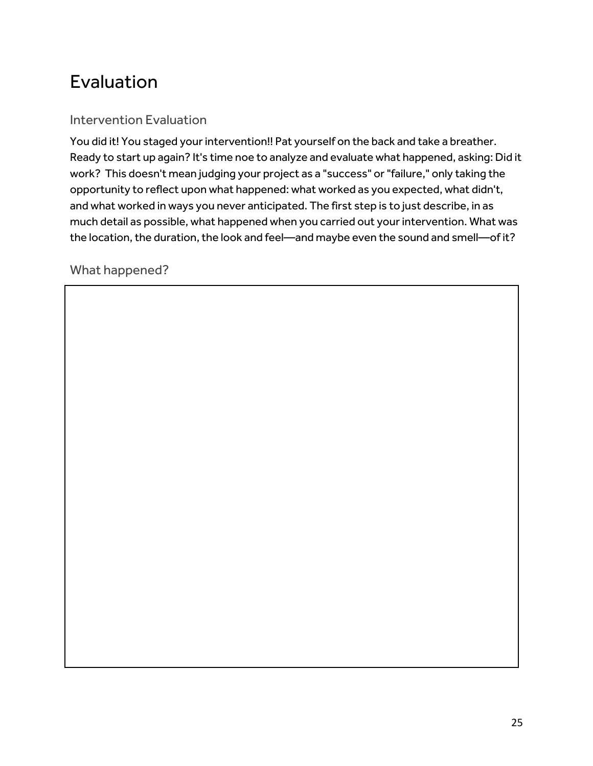# Evaluation

## Intervention Evaluation

You did it! You staged your intervention!! Pat yourself on the back and take a breather. Ready to start up again? It's time noe to analyze and evaluate what happened, asking: Did it work? This doesn't mean judging your project as a "success" or "failure," only taking the opportunity to reflect upon what happened: what worked as you expected, what didn't, and what worked in ways you never anticipated. The first step is to just describe, in as much detail as possible, what happened when you carried out your intervention. What was the location, the duration, the look and feel—and maybe even the sound and smell—of it?

### What happened?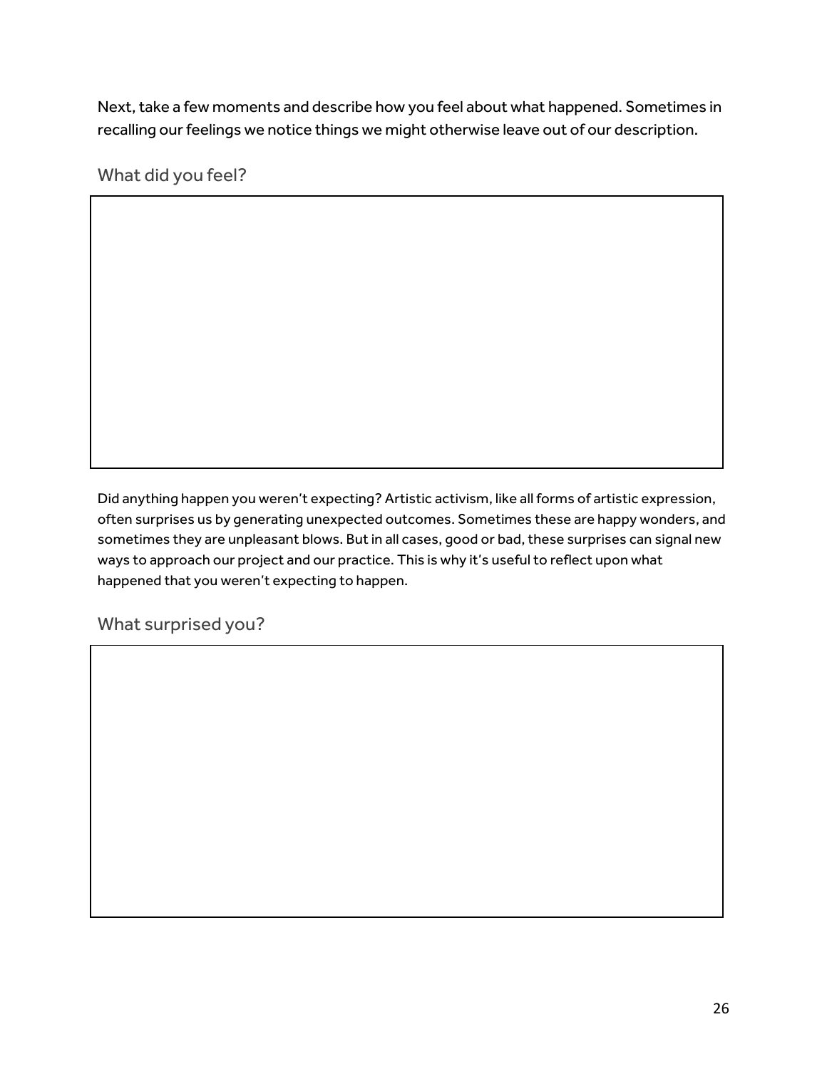Next, take a few moments and describe how you feel about what happened. Sometimes in recalling our feelings we notice things we might otherwise leave out of our description.

## What did you feel?

Did anything happen you weren't expecting? Artistic activism, like all forms of artistic expression, often surprises us by generating unexpected outcomes. Sometimes these are happy wonders, and sometimes they are unpleasant blows. But in all cases, good or bad, these surprises can signal new ways to approach our project and our practice. This is why it's useful to reflect upon what happened that you weren't expecting to happen.

## What surprised you?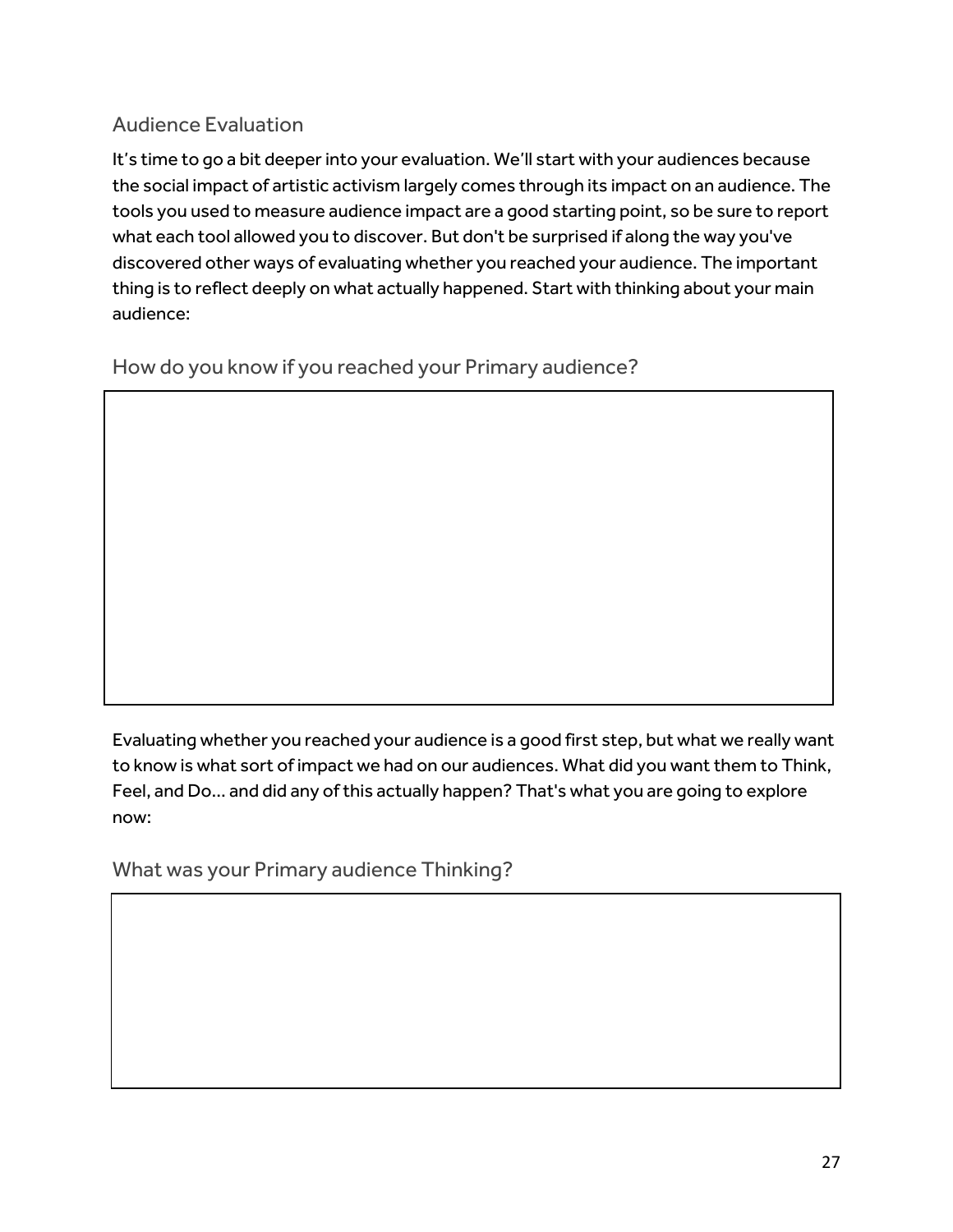## Audience Evaluation

It's time to go a bit deeper into your evaluation. We'll start with your audiences because the social impact of artistic activism largely comes through its impact on an audience. The tools you used to measure audience impact are a good starting point, so be sure to report what each tool allowed you to discover. But don't be surprised if along the way you've discovered other ways of evaluating whether you reached your audience. The important thing is to reflect deeply on what actually happened. Start with thinking about your main audience:

### How do you know if you reached your Primary audience?

Evaluating whether you reached your audience is a good first step, but what we really want to know is what sort of impact we had on our audiences. What did you want them to Think, Feel, and Do... and did any of this actually happen? That's what you are going to explore now:

### What was your Primary audience Thinking?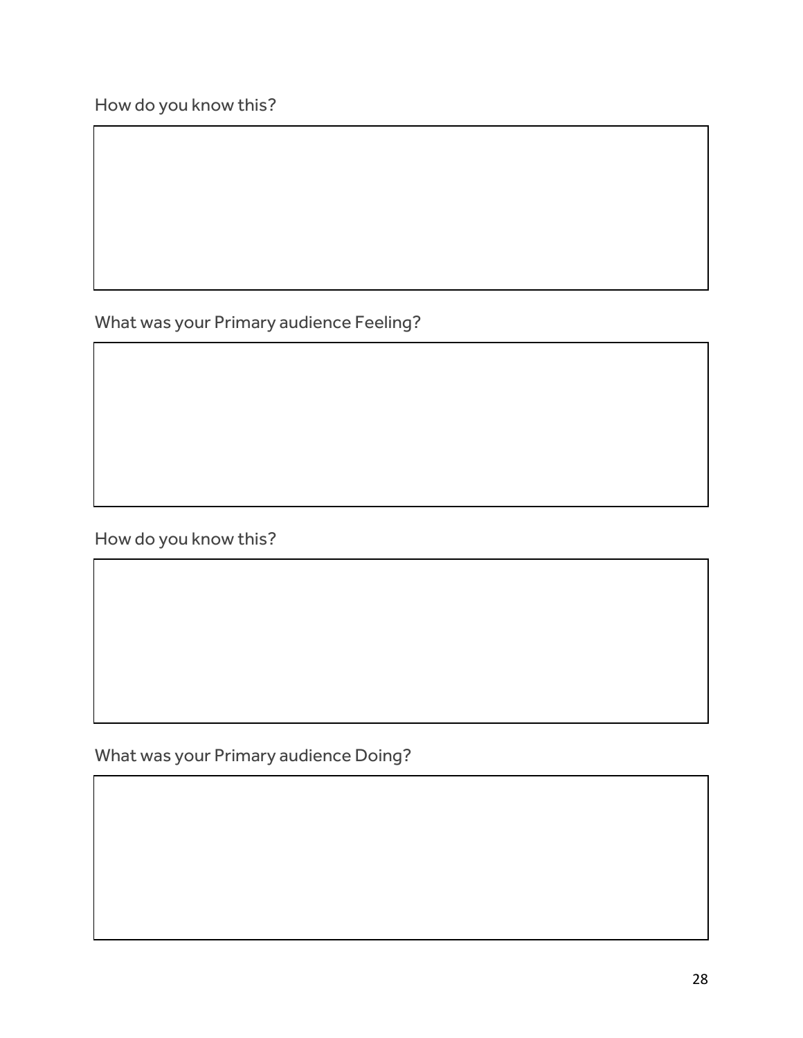How do you know this?

What was your Primary audience Feeling?

How do you know this?

What was your Primary audience Doing?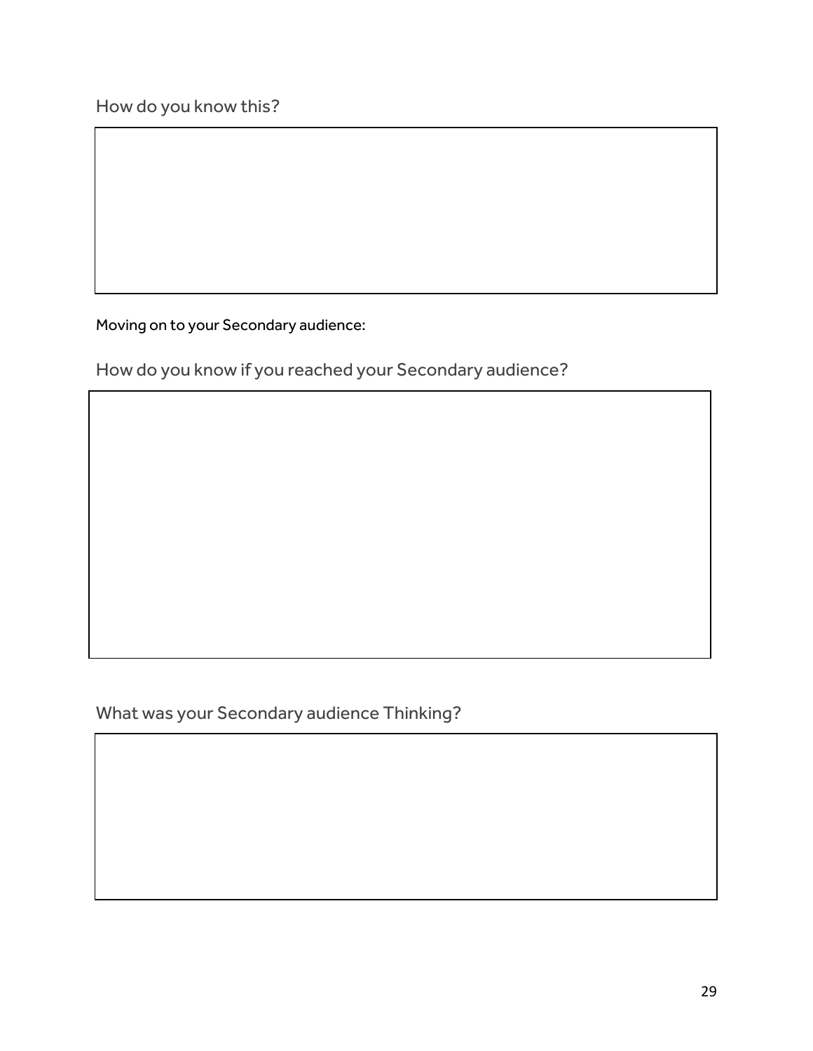How do you know this?

&nbsp;

Moving on to your Secondary audience:

How do you know if you reached your Secondary audience?

&nbsp;

What was your Secondary audience Thinking?

&nbsp;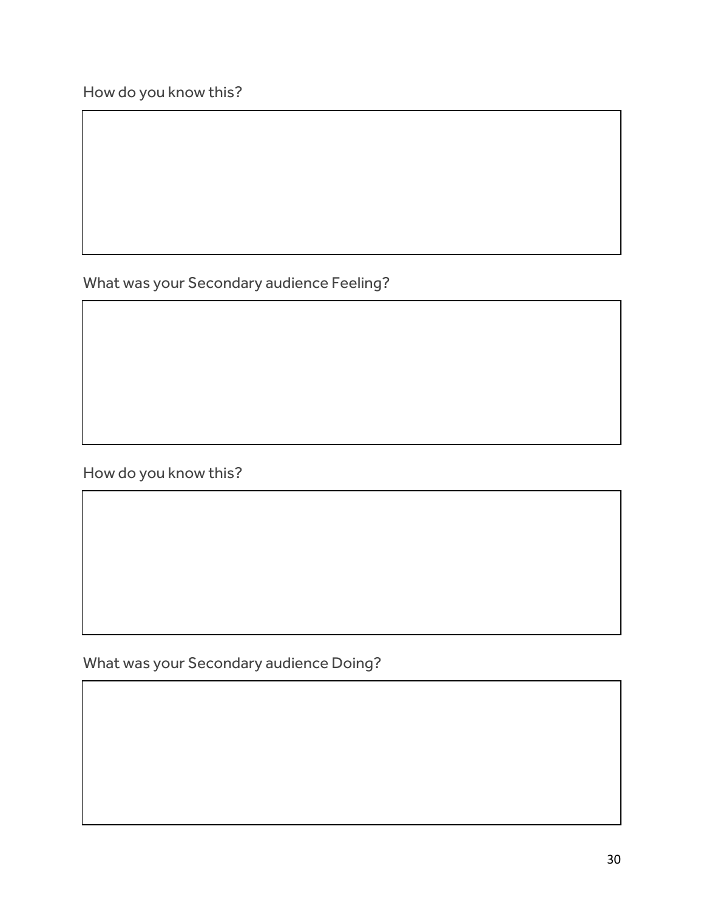How do you know this?

What was your Secondary audience Feeling?

How do you know this?

What was your Secondary audience Doing?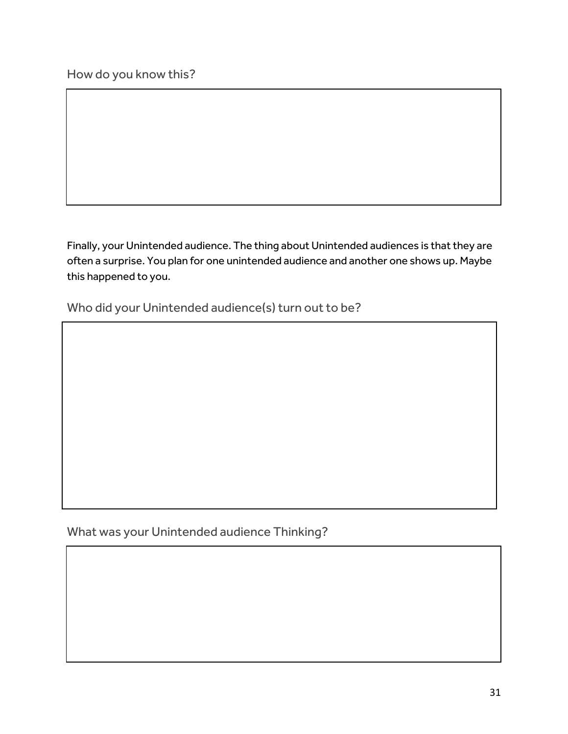How do you know this?

Finally, your Unintended audience. The thing about Unintended audiences is that they are often a surprise. You plan for one unintended audience and another one shows up. Maybe this happened to you.

Who did your Unintended audience(s) turn out to be?

What was your Unintended audience Thinking?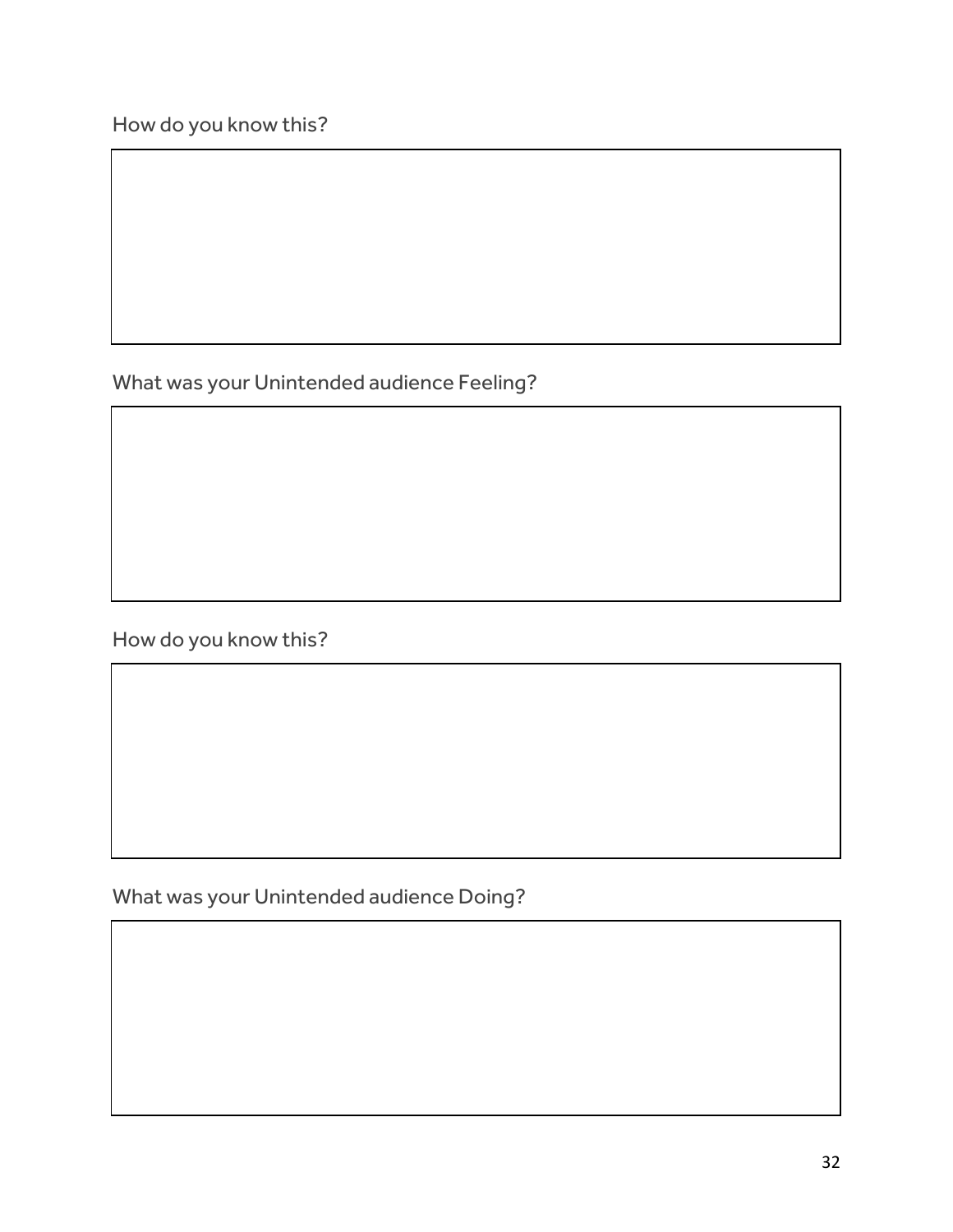How do you know this?

What was your Unintended audience Feeling?

How do you know this?

What was your Unintended audience Doing?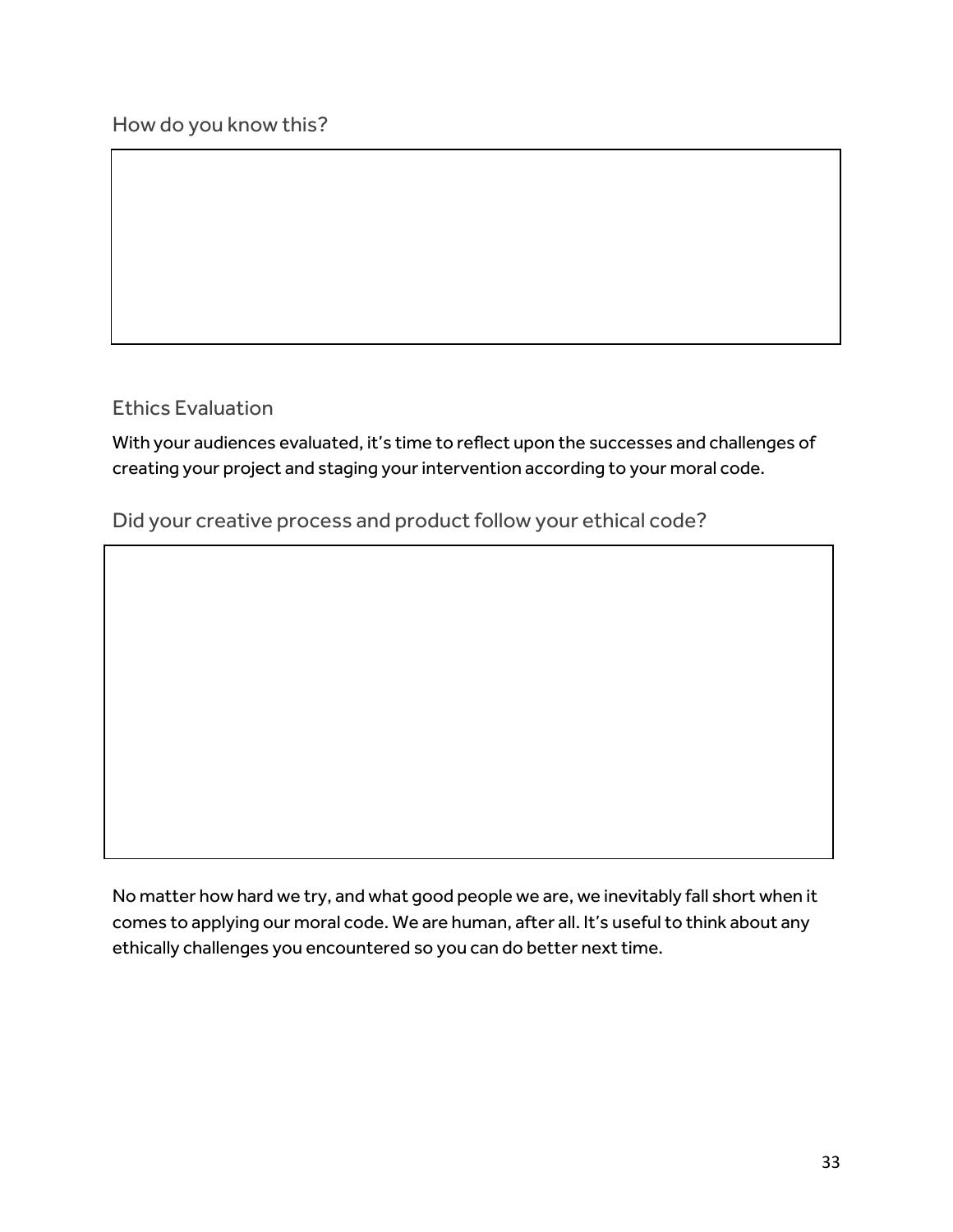How do you know this?

## Ethics Evaluation

With your audiences evaluated, it's time to reflect upon the successes and challenges of creating your project and staging your intervention according to your moral code.

Did your creative process and product follow your ethical code?

No matter how hard we try, and what good people we are, we inevitably fall short when it comes to applying our moral code. We are human, after all. It's useful to think about any ethically challenges you encountered so you can do better next time.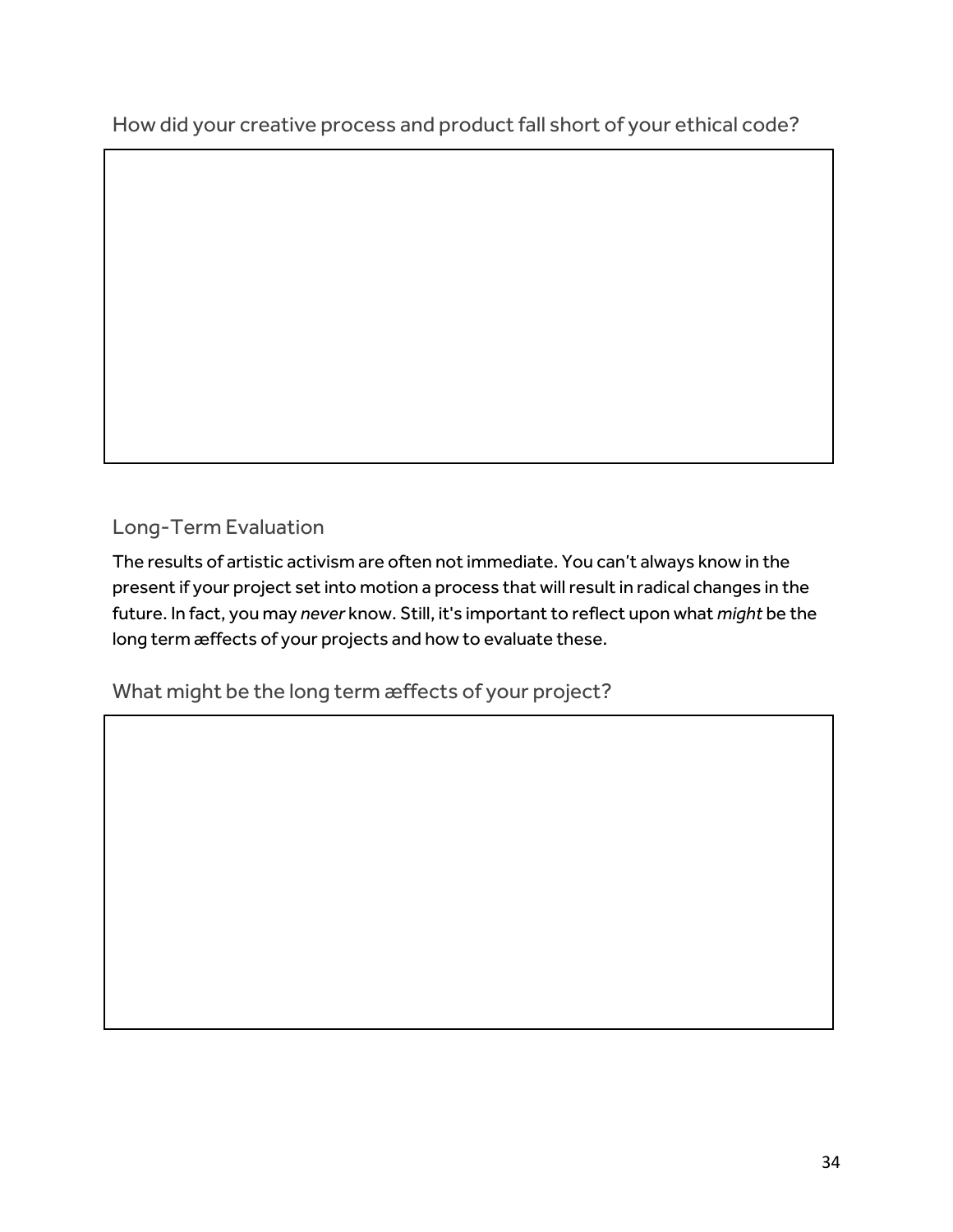How did your creative process and product fall short of your ethical code?

## Long-Term Evaluation

The results of artistic activism are often not immediate. You can't always know in the present if your project set into motion a process that will result in radical changes in the future. In fact, you may *never* know. Still, it's important to reflect upon what *might* be the long term æffects of your projects and how to evaluate these.

What might be the long term æffects of your project?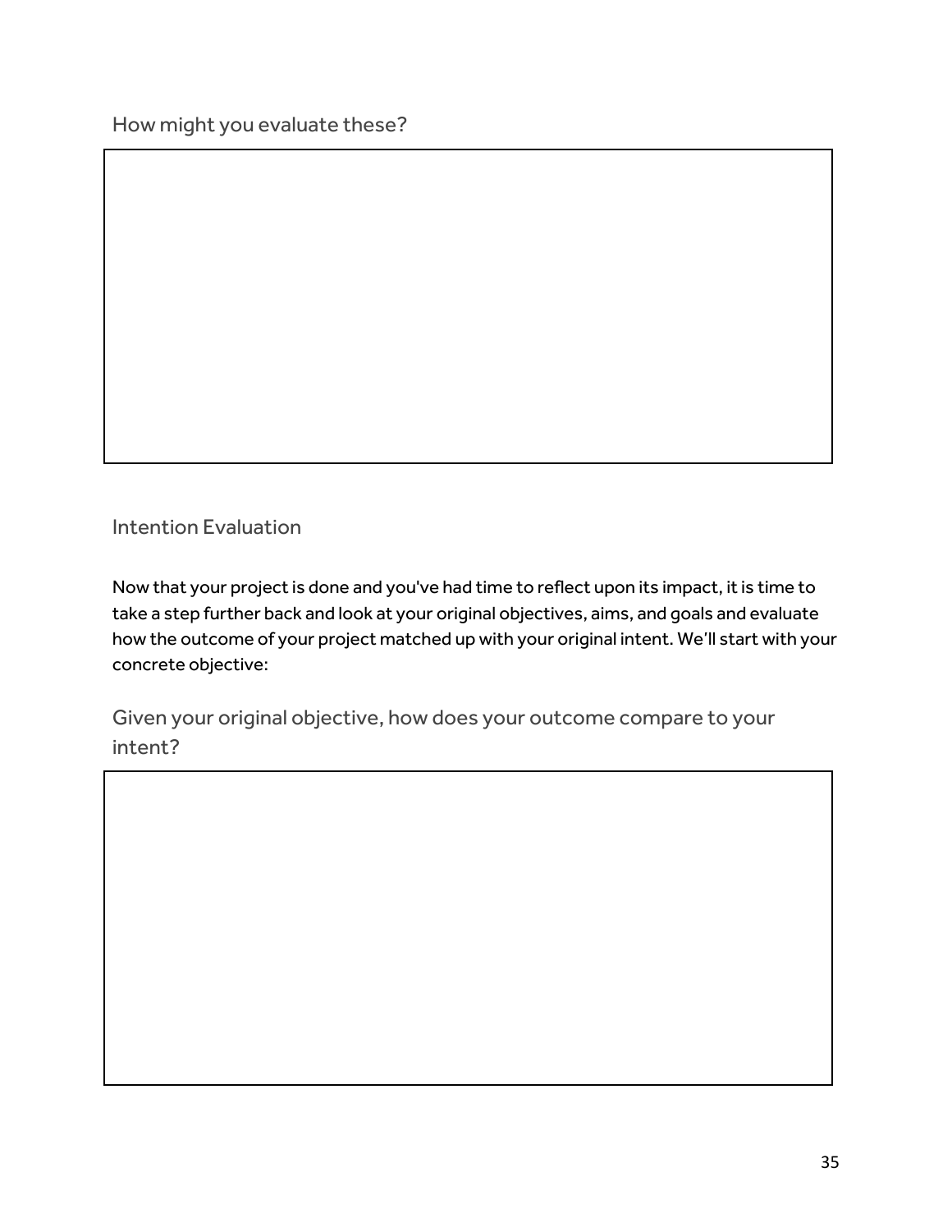How might you evaluate these?

### Intention Evaluation

Now that your project is done and you've had time to reflect upon its impact, it is time to take a step further back and look at your original objectives, aims, and goals and evaluate how the outcome of your project matched up with your original intent. We'll start with your concrete objective:

Given your original objective, how does your outcome compare to your intent?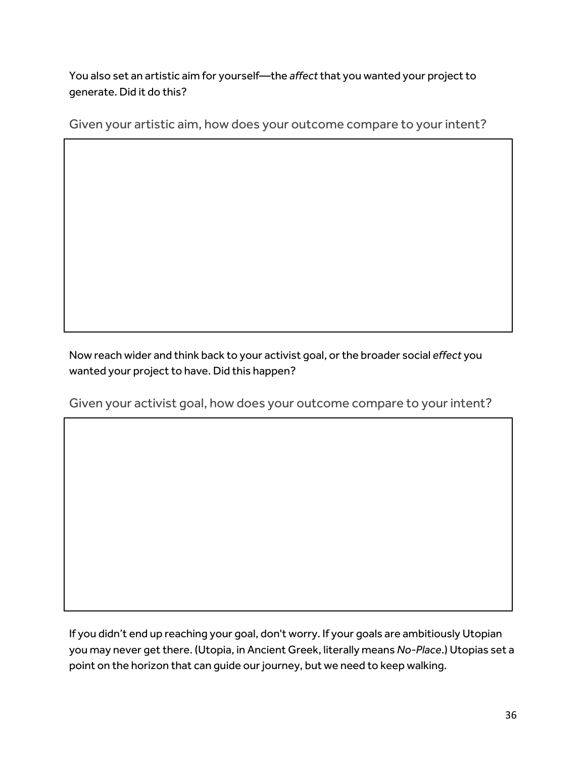You also set an artistic aim for yourself—the *affect* that you wanted your project to generate. Did it do this?

### Given your artistic aim, how does your outcome compare to your intent?

Now reach wider and think back to your activist goal, or the broader social *effect* you wanted your project to have. Did this happen?

### Given your activist goal, how does your outcome compare to your intent?

If you didn't end up reaching your goal, don't worry. If your goals are ambitiously Utopian you may never get there. (Utopia, in Ancient Greek, literally means *No-Place*.) Utopias set a point on the horizon that can guide our journey, but we need to keep walking.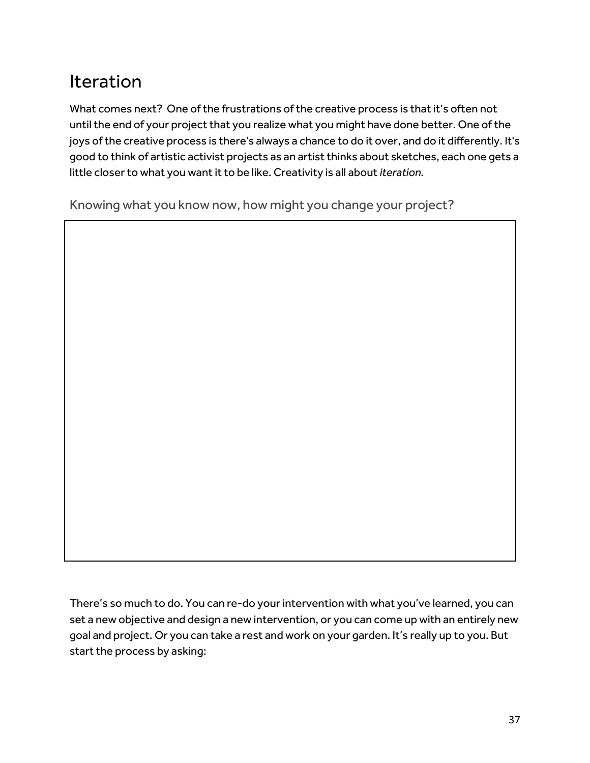# Iteration

What comes next? One of the frustrations of the creative process is that it's often not until the end of your project that you realize what you might have done better. One of the joys of the creative process is there's always a chance to do it over, and do it differently. It's good to think of artistic activist projects as an artist thinks about sketches, each one gets a little closer to what you want it to be like. Creativity is all about *iteration.*

### Knowing what you know now, how might you change your project?

There's so much to do. You can re-do your intervention with what you've learned, you can set a new objective and design a new intervention, or you can come up with an entirely new goal and project. Or you can take a rest and work on your garden. It's really up to you. But start the process by asking: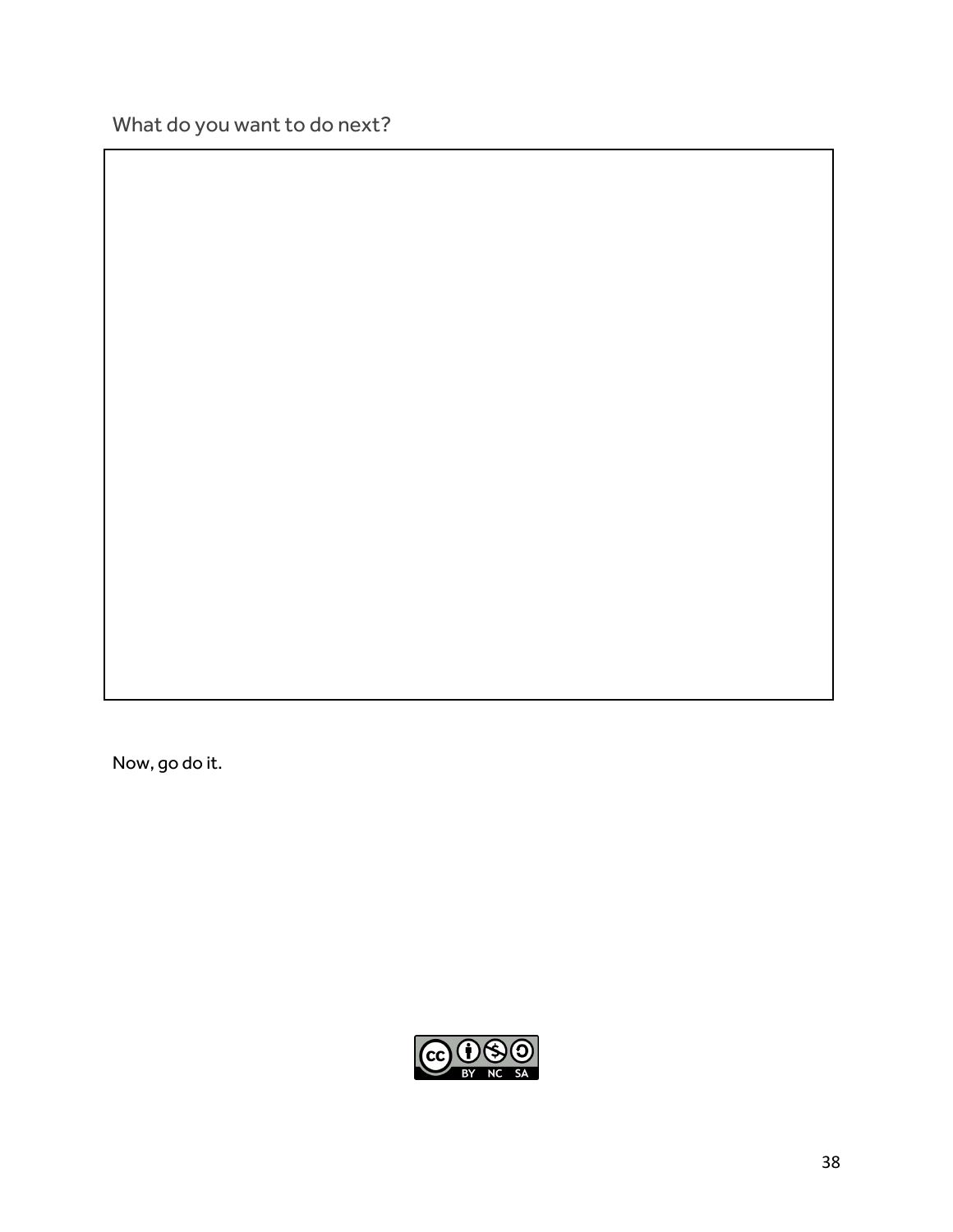What do you want to do next?

Now, go do it.